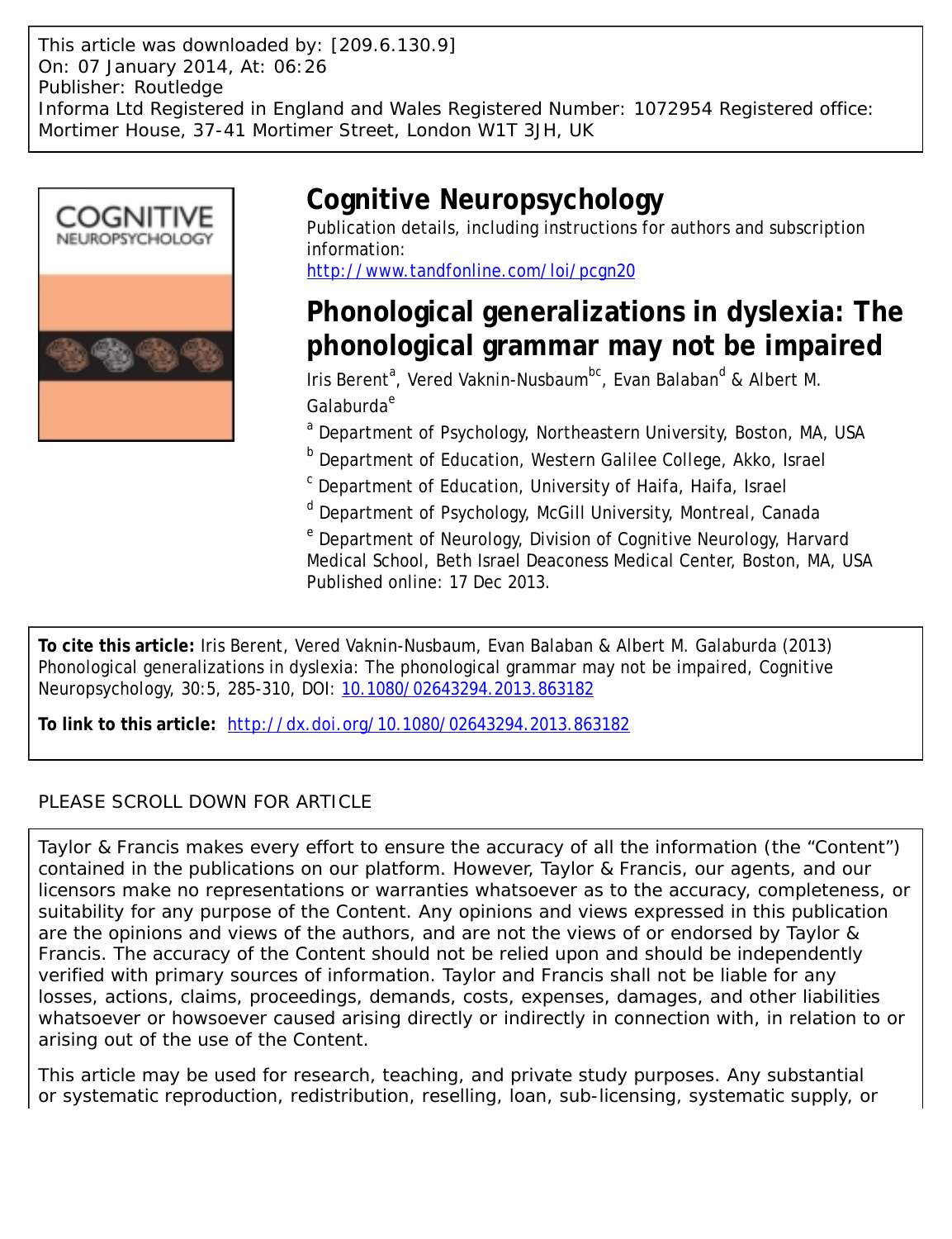This article was downloaded by: [209.6.130.9]
On: 07 January 2014, At: 06:26
Publisher: Routledge
Informa Ltd Registered in England and Wales Registered Number: 1072954 Registered office: Mortimer House, 37-41 Mortimer Street, London W1T 3JH, UK

# Cognitive Neuropsychology

Publication details, including instructions for authors and subscription information:
http://www.tandfonline.com/loi/pcgn20

## Phonological generalizations in dyslexia: The phonological grammar may not be impaired

Iris Berent[a], Vered Vaknin-Nusbaum[bc], Evan Balaban[d] & Albert M. Galaburda[e]

[a] Department of Psychology, Northeastern University, Boston, MA, USA

[b] Department of Education, Western Galilee College, Akko, Israel

[c] Department of Education, University of Haifa, Haifa, Israel

[d] Department of Psychology, McGill University, Montreal, Canada

[e] Department of Neurology, Division of Cognitive Neurology, Harvard Medical School, Beth Israel Deaconess Medical Center, Boston, MA, USA

Published online: 17 Dec 2013.

**To cite this article:** Iris Berent, Vered Vaknin-Nusbaum, Evan Balaban & Albert M. Galaburda (2013) Phonological generalizations in dyslexia: The phonological grammar may not be impaired, Cognitive Neuropsychology, 30:5, 285-310, DOI: 10.1080/02643294.2013.863182

**To link to this article:** http://dx.doi.org/10.1080/02643294.2013.863182

PLEASE SCROLL DOWN FOR ARTICLE

Taylor & Francis makes every effort to ensure the accuracy of all the information (the "Content") contained in the publications on our platform. However, Taylor & Francis, our agents, and our licensors make no representations or warranties whatsoever as to the accuracy, completeness, or suitability for any purpose of the Content. Any opinions and views expressed in this publication are the opinions and views of the authors, and are not the views of or endorsed by Taylor & Francis. The accuracy of the Content should not be relied upon and should be independently verified with primary sources of information. Taylor and Francis shall not be liable for any losses, actions, claims, proceedings, demands, costs, expenses, damages, and other liabilities whatsoever or howsoever caused arising directly or indirectly in connection with, in relation to or arising out of the use of the Content.

This article may be used for research, teaching, and private study purposes. Any substantial or systematic reproduction, redistribution, reselling, loan, sub-licensing, systematic supply, or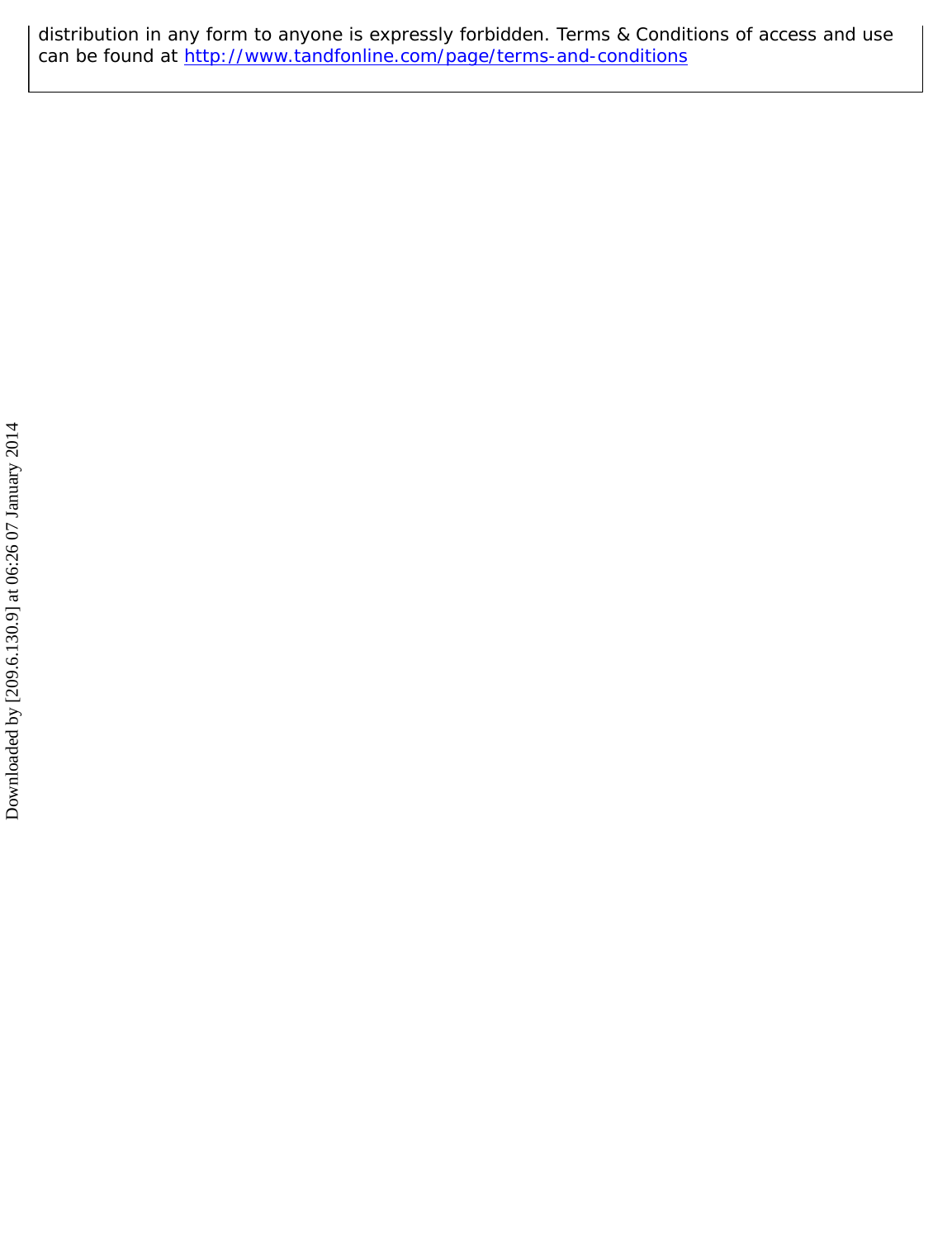distribution in any form to anyone is expressly forbidden. Terms & Conditions of access and use can be found at http://www.tandfonline.com/page/terms-and-conditions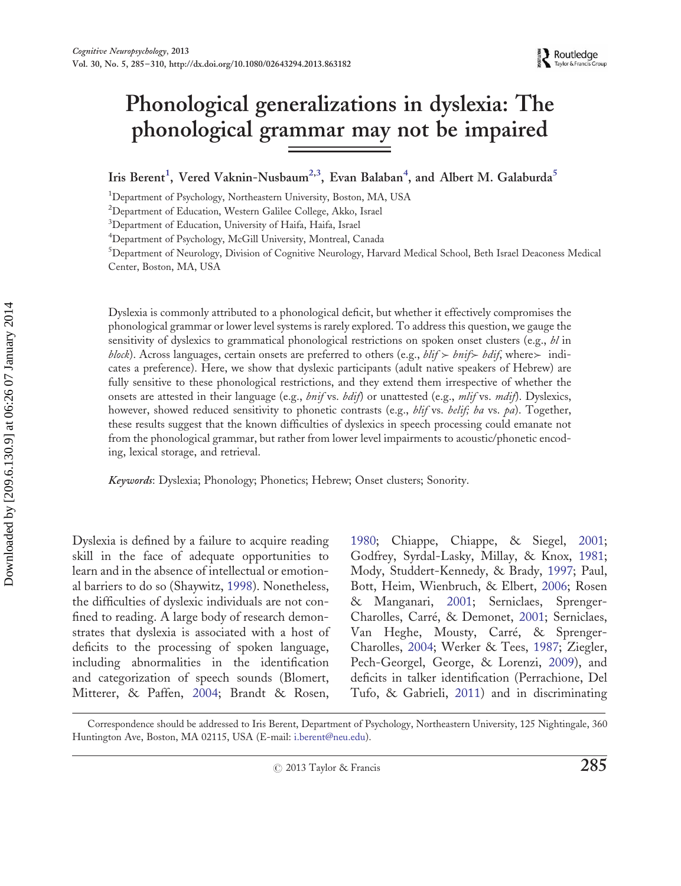# Phonological generalizations in dyslexia: The phonological grammar may not be impaired

**Iris Berent[1], Vered Vaknin-Nusbaum[2,3], Evan Balaban[4], and Albert M. Galaburda[5]**

[1]Department of Psychology, Northeastern University, Boston, MA, USA
[2]Department of Education, Western Galilee College, Akko, Israel
[3]Department of Education, University of Haifa, Haifa, Israel
[4]Department of Psychology, McGill University, Montreal, Canada
[5]Department of Neurology, Division of Cognitive Neurology, Harvard Medical School, Beth Israel Deaconess Medical Center, Boston, MA, USA

Dyslexia is commonly attributed to a phonological deficit, but whether it effectively compromises the phonological grammar or lower level systems is rarely explored. To address this question, we gauge the sensitivity of dyslexics to grammatical phonological restrictions on spoken onset clusters (e.g., *bl* in *block*). Across languages, certain onsets are preferred to others (e.g., *blif* ≻ *bnif* ≻ *bdif*, where ≻ indicates a preference). Here, we show that dyslexic participants (adult native speakers of Hebrew) are fully sensitive to these phonological restrictions, and they extend them irrespective of whether the onsets are attested in their language (e.g., *bnif* vs. *bdif*) or unattested (e.g., *mlif* vs. *mdif*). Dyslexics, however, showed reduced sensitivity to phonetic contrasts (e.g., *blif* vs. *belif*; *ba* vs. *pa*). Together, these results suggest that the known difficulties of dyslexics in speech processing could emanate not from the phonological grammar, but rather from lower level impairments to acoustic/phonetic encoding, lexical storage, and retrieval.

*Keywords*: Dyslexia; Phonology; Phonetics; Hebrew; Onset clusters; Sonority.

Dyslexia is defined by a failure to acquire reading skill in the face of adequate opportunities to learn and in the absence of intellectual or emotional barriers to do so (Shaywitz, 1998). Nonetheless, the difficulties of dyslexic individuals are not confined to reading. A large body of research demonstrates that dyslexia is associated with a host of deficits to the processing of spoken language, including abnormalities in the identification and categorization of speech sounds (Blomert, Mitterer, & Paffen, 2004; Brandt & Rosen, 1980; Chiappe, Chiappe, & Siegel, 2001; Godfrey, Syrdal-Lasky, Millay, & Knox, 1981; Mody, Studdert-Kennedy, & Brady, 1997; Paul, Bott, Heim, Wienbruch, & Elbert, 2006; Rosen & Manganari, 2001; Serniclaes, Sprenger-Charolles, Carré, & Demonet, 2001; Serniclaes, Van Heghe, Mousty, Carré, & Sprenger-Charolles, 2004; Werker & Tees, 1987; Ziegler, Pech-Georgel, George, & Lorenzi, 2009), and deficits in talker identification (Perrachione, Del Tufo, & Gabrieli, 2011) and in discriminating

Correspondence should be addressed to Iris Berent, Department of Psychology, Northeastern University, 125 Nightingale, 360 Huntington Ave, Boston, MA 02115, USA (E-mail: i.berent@neu.edu).

© 2013 Taylor & Francis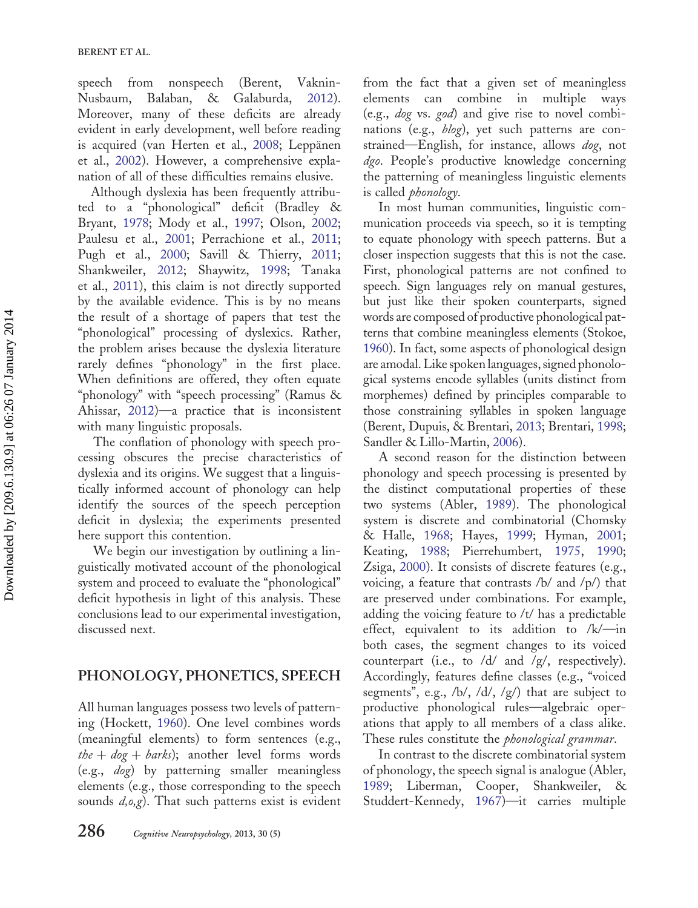speech from nonspeech (Berent, Vaknin-Nusbaum, Balaban, & Galaburda, 2012). Moreover, many of these deficits are already evident in early development, well before reading is acquired (van Herten et al., 2008; Leppänen et al., 2002). However, a comprehensive explanation of all of these difficulties remains elusive.

Although dyslexia has been frequently attributed to a "phonological" deficit (Bradley & Bryant, 1978; Mody et al., 1997; Olson, 2002; Paulesu et al., 2001; Perrachione et al., 2011; Pugh et al., 2000; Savill & Thierry, 2011; Shankweiler, 2012; Shaywitz, 1998; Tanaka et al., 2011), this claim is not directly supported by the available evidence. This is by no means the result of a shortage of papers that test the "phonological" processing of dyslexics. Rather, the problem arises because the dyslexia literature rarely defines "phonology" in the first place. When definitions are offered, they often equate "phonology" with "speech processing" (Ramus & Ahissar, 2012)—a practice that is inconsistent with many linguistic proposals.

The conflation of phonology with speech processing obscures the precise characteristics of dyslexia and its origins. We suggest that a linguistically informed account of phonology can help identify the sources of the speech perception deficit in dyslexia; the experiments presented here support this contention.

We begin our investigation by outlining a linguistically motivated account of the phonological system and proceed to evaluate the "phonological" deficit hypothesis in light of this analysis. These conclusions lead to our experimental investigation, discussed next.

## PHONOLOGY, PHONETICS, SPEECH

All human languages possess two levels of patterning (Hockett, 1960). One level combines words (meaningful elements) to form sentences (e.g., *the* + *dog* + *barks*); another level forms words (e.g., *dog*) by patterning smaller meaningless elements (e.g., those corresponding to the speech sounds *d,o,g*). That such patterns exist is evident from the fact that a given set of meaningless elements can combine in multiple ways (e.g., *dog* vs. *god*) and give rise to novel combinations (e.g., *blog*), yet such patterns are constrained—English, for instance, allows *dog*, not *dgo*. People's productive knowledge concerning the patterning of meaningless linguistic elements is called *phonology*.

In most human communities, linguistic communication proceeds via speech, so it is tempting to equate phonology with speech patterns. But a closer inspection suggests that this is not the case. First, phonological patterns are not confined to speech. Sign languages rely on manual gestures, but just like their spoken counterparts, signed words are composed of productive phonological patterns that combine meaningless elements (Stokoe, 1960). In fact, some aspects of phonological design are amodal. Like spoken languages, signed phonological systems encode syllables (units distinct from morphemes) defined by principles comparable to those constraining syllables in spoken language (Berent, Dupuis, & Brentari, 2013; Brentari, 1998; Sandler & Lillo-Martin, 2006).

A second reason for the distinction between phonology and speech processing is presented by the distinct computational properties of these two systems (Abler, 1989). The phonological system is discrete and combinatorial (Chomsky & Halle, 1968; Hayes, 1999; Hyman, 2001; Keating, 1988; Pierrehumbert, 1975, 1990; Zsiga, 2000). It consists of discrete features (e.g., voicing, a feature that contrasts /b/ and /p/) that are preserved under combinations. For example, adding the voicing feature to /t/ has a predictable effect, equivalent to its addition to /k/—in both cases, the segment changes to its voiced counterpart (i.e., to /d/ and /g/, respectively). Accordingly, features define classes (e.g., "voiced segments", e.g., /b/, /d/, /g/) that are subject to productive phonological rules—algebraic operations that apply to all members of a class alike. These rules constitute the *phonological grammar*.

In contrast to the discrete combinatorial system of phonology, the speech signal is analogue (Abler, 1989; Liberman, Cooper, Shankweiler, & Studdert-Kennedy, 1967)—it carries multiple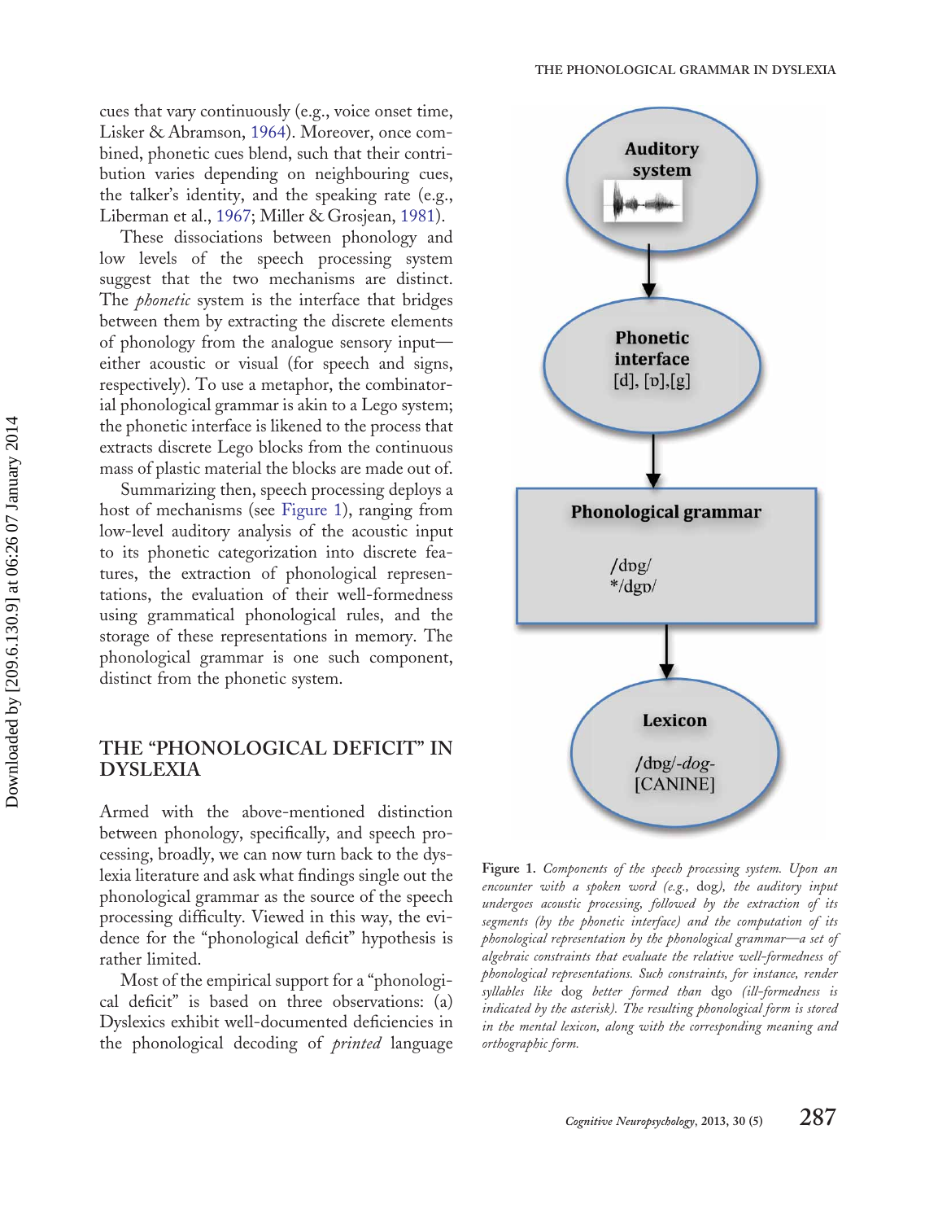cues that vary continuously (e.g., voice onset time, Lisker & Abramson, 1964). Moreover, once combined, phonetic cues blend, such that their contribution varies depending on neighbouring cues, the talker's identity, and the speaking rate (e.g., Liberman et al., 1967; Miller & Grosjean, 1981).

These dissociations between phonology and low levels of the speech processing system suggest that the two mechanisms are distinct. The *phonetic* system is the interface that bridges between them by extracting the discrete elements of phonology from the analogue sensory input—either acoustic or visual (for speech and signs, respectively). To use a metaphor, the combinatorial phonological grammar is akin to a Lego system; the phonetic interface is likened to the process that extracts discrete Lego blocks from the continuous mass of plastic material the blocks are made out of.

Summarizing then, speech processing deploys a host of mechanisms (see Figure 1), ranging from low-level auditory analysis of the acoustic input to its phonetic categorization into discrete features, the extraction of phonological representations, the evaluation of their well-formedness using grammatical phonological rules, and the storage of these representations in memory. The phonological grammar is one such component, distinct from the phonetic system.

Auditory system

Phonetic interface
[d], [ɒ],[g]

Phonological grammar
/dɒg/
*/dgɒ/

Lexicon
/dɒg/-*dog*-
[CANINE]

**Figure 1.** *Components of the speech processing system. Upon an encounter with a spoken word (e.g.,* dog*), the auditory input undergoes acoustic processing, followed by the extraction of its segments (by the phonetic interface) and the computation of its phonological representation by the phonological grammar—a set of algebraic constraints that evaluate the relative well-formedness of phonological representations. Such constraints, for instance, render syllables like* dog *better formed than* dgo *(ill-formedness is indicated by the asterisk). The resulting phonological form is stored in the mental lexicon, along with the corresponding meaning and orthographic form.*

## THE "PHONOLOGICAL DEFICIT" IN DYSLEXIA

Armed with the above-mentioned distinction between phonology, specifically, and speech processing, broadly, we can now turn back to the dyslexia literature and ask what findings single out the phonological grammar as the source of the speech processing difficulty. Viewed in this way, the evidence for the "phonological deficit" hypothesis is rather limited.

Most of the empirical support for a "phonological deficit" is based on three observations: (a) Dyslexics exhibit well-documented deficiencies in the phonological decoding of *printed* language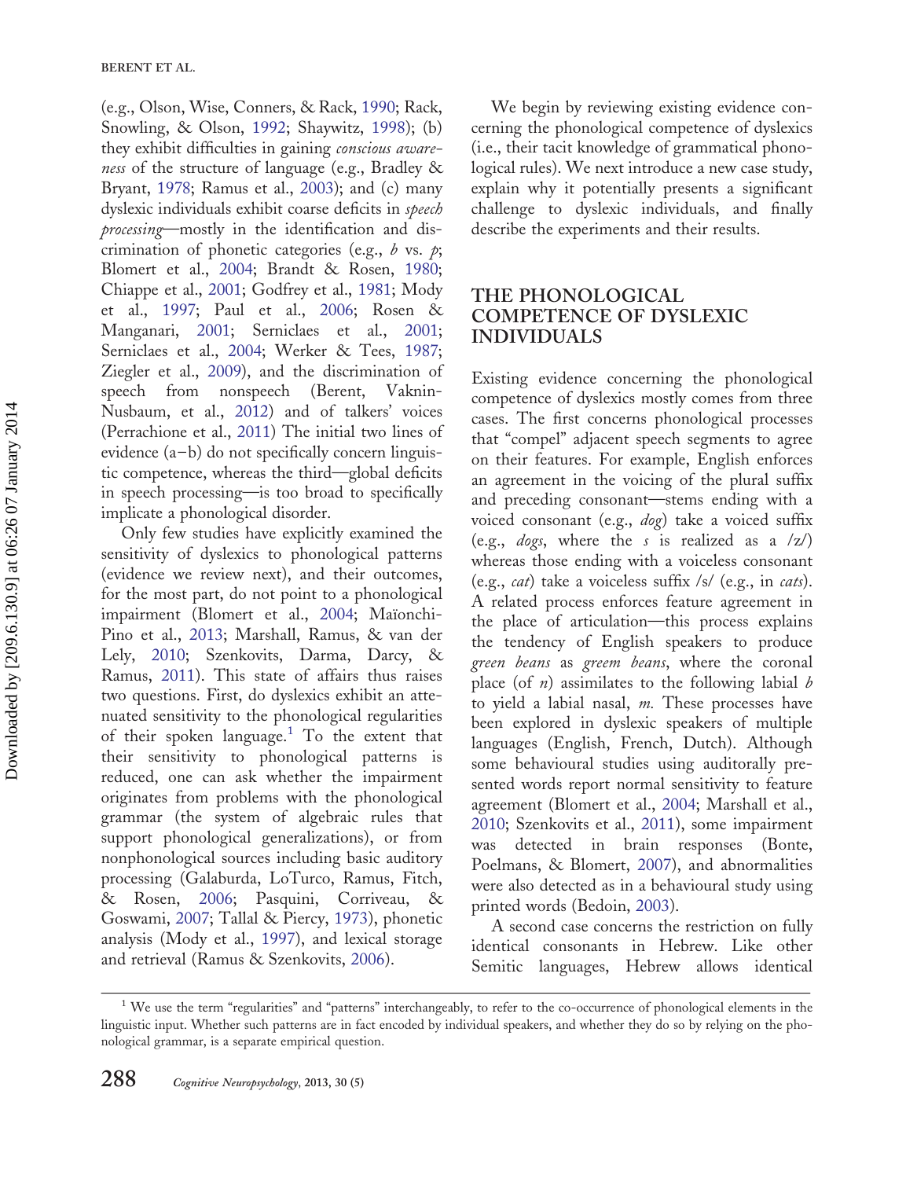(e.g., Olson, Wise, Conners, & Rack, 1990; Rack, Snowling, & Olson, 1992; Shaywitz, 1998); (b) they exhibit difficulties in gaining *conscious awareness* of the structure of language (e.g., Bradley & Bryant, 1978; Ramus et al., 2003); and (c) many dyslexic individuals exhibit coarse deficits in *speech processing*—mostly in the identification and discrimination of phonetic categories (e.g., *b* vs. *p*; Blomert et al., 2004; Brandt & Rosen, 1980; Chiappe et al., 2001; Godfrey et al., 1981; Mody et al., 1997; Paul et al., 2006; Rosen & Manganari, 2001; Serniclaes et al., 2001; Serniclaes et al., 2004; Werker & Tees, 1987; Ziegler et al., 2009), and the discrimination of speech from nonspeech (Berent, Vaknin-Nusbaum, et al., 2012) and of talkers' voices (Perrachione et al., 2011) The initial two lines of evidence (a–b) do not specifically concern linguistic competence, whereas the third—global deficits in speech processing—is too broad to specifically implicate a phonological disorder.

Only few studies have explicitly examined the sensitivity of dyslexics to phonological patterns (evidence we review next), and their outcomes, for the most part, do not point to a phonological impairment (Blomert et al., 2004; Maïonchi-Pino et al., 2013; Marshall, Ramus, & van der Lely, 2010; Szenkovits, Darma, Darcy, & Ramus, 2011). This state of affairs thus raises two questions. First, do dyslexics exhibit an attenuated sensitivity to the phonological regularities of their spoken language.[1] To the extent that their sensitivity to phonological patterns is reduced, one can ask whether the impairment originates from problems with the phonological grammar (the system of algebraic rules that support phonological generalizations), or from nonphonological sources including basic auditory processing (Galaburda, LoTurco, Ramus, Fitch, & Rosen, 2006; Pasquini, Corriveau, & Goswami, 2007; Tallal & Piercy, 1973), phonetic analysis (Mody et al., 1997), and lexical storage and retrieval (Ramus & Szenkovits, 2006).

We begin by reviewing existing evidence concerning the phonological competence of dyslexics (i.e., their tacit knowledge of grammatical phonological rules). We next introduce a new case study, explain why it potentially presents a significant challenge to dyslexic individuals, and finally describe the experiments and their results.

## THE PHONOLOGICAL COMPETENCE OF DYSLEXIC INDIVIDUALS

Existing evidence concerning the phonological competence of dyslexics mostly comes from three cases. The first concerns phonological processes that "compel" adjacent speech segments to agree on their features. For example, English enforces an agreement in the voicing of the plural suffix and preceding consonant—stems ending with a voiced consonant (e.g., *dog*) take a voiced suffix (e.g., *dogs*, where the *s* is realized as a /z/) whereas those ending with a voiceless consonant (e.g., *cat*) take a voiceless suffix /s/ (e.g., in *cats*). A related process enforces feature agreement in the place of articulation—this process explains the tendency of English speakers to produce *green beans* as *greem beans*, where the coronal place (of *n*) assimilates to the following labial *b* to yield a labial nasal, *m*. These processes have been explored in dyslexic speakers of multiple languages (English, French, Dutch). Although some behavioural studies using auditorally presented words report normal sensitivity to feature agreement (Blomert et al., 2004; Marshall et al., 2010; Szenkovits et al., 2011), some impairment was detected in brain responses (Bonte, Poelmans, & Blomert, 2007), and abnormalities were also detected as in a behavioural study using printed words (Bedoin, 2003).

A second case concerns the restriction on fully identical consonants in Hebrew. Like other Semitic languages, Hebrew allows identical

[1] We use the term "regularities" and "patterns" interchangeably, to refer to the co-occurrence of phonological elements in the linguistic input. Whether such patterns are in fact encoded by individual speakers, and whether they do so by relying on the phonological grammar, is a separate empirical question.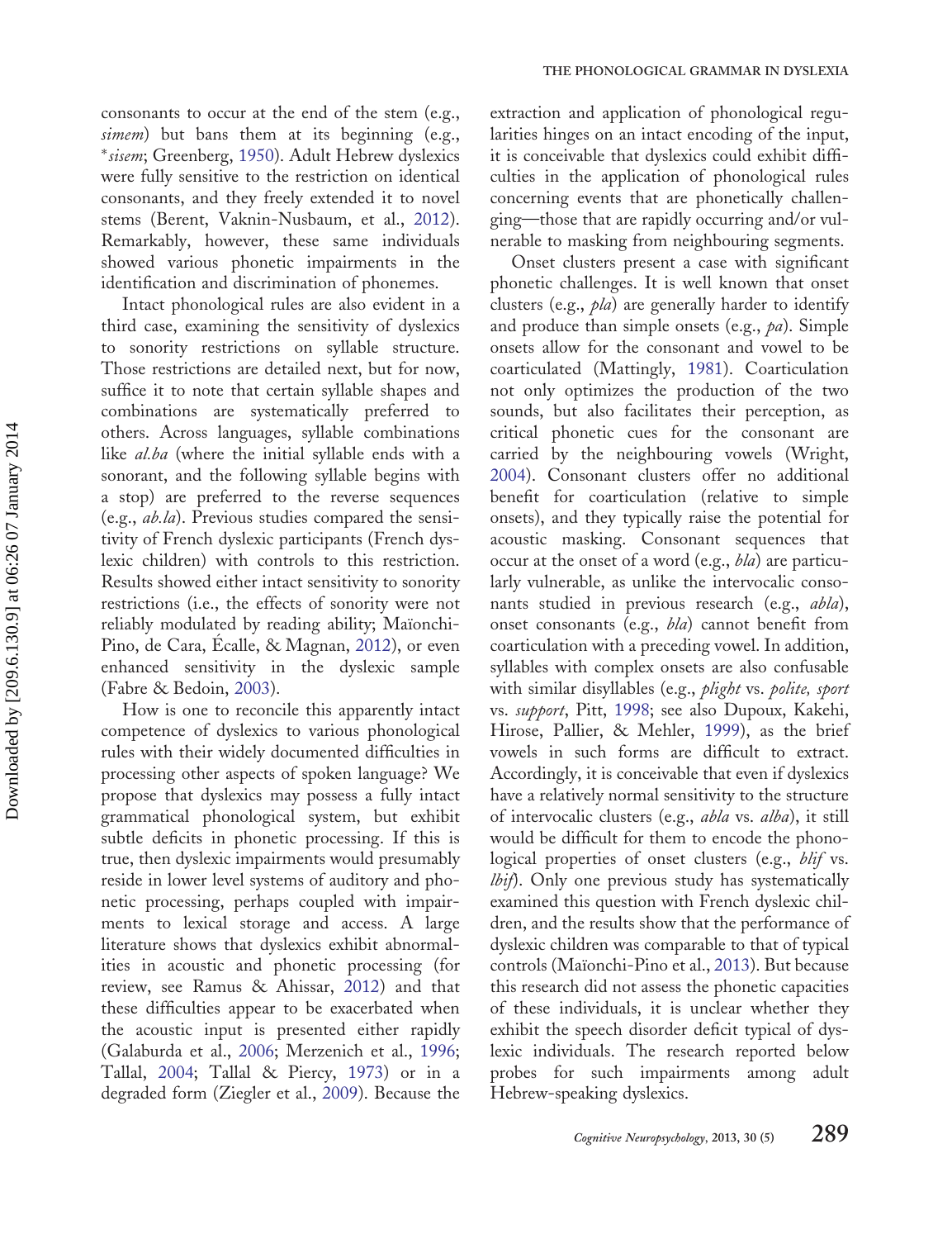consonants to occur at the end of the stem (e.g., *simem*) but bans them at its beginning (e.g., \**sisem*; Greenberg, 1950). Adult Hebrew dyslexics were fully sensitive to the restriction on identical consonants, and they freely extended it to novel stems (Berent, Vaknin-Nusbaum, et al., 2012). Remarkably, however, these same individuals showed various phonetic impairments in the identification and discrimination of phonemes.

Intact phonological rules are also evident in a third case, examining the sensitivity of dyslexics to sonority restrictions on syllable structure. Those restrictions are detailed next, but for now, suffice it to note that certain syllable shapes and combinations are systematically preferred to others. Across languages, syllable combinations like *al.ba* (where the initial syllable ends with a sonorant, and the following syllable begins with a stop) are preferred to the reverse sequences (e.g., *ab.la*). Previous studies compared the sensitivity of French dyslexic participants (French dyslexic children) with controls to this restriction. Results showed either intact sensitivity to sonority restrictions (i.e., the effects of sonority were not reliably modulated by reading ability; Maïonchi-Pino, de Cara, Écalle, & Magnan, 2012), or even enhanced sensitivity in the dyslexic sample (Fabre & Bedoin, 2003).

How is one to reconcile this apparently intact competence of dyslexics to various phonological rules with their widely documented difficulties in processing other aspects of spoken language? We propose that dyslexics may possess a fully intact grammatical phonological system, but exhibit subtle deficits in phonetic processing. If this is true, then dyslexic impairments would presumably reside in lower level systems of auditory and phonetic processing, perhaps coupled with impairments to lexical storage and access. A large literature shows that dyslexics exhibit abnormalities in acoustic and phonetic processing (for review, see Ramus & Ahissar, 2012) and that these difficulties appear to be exacerbated when the acoustic input is presented either rapidly (Galaburda et al., 2006; Merzenich et al., 1996; Tallal, 2004; Tallal & Piercy, 1973) or in a degraded form (Ziegler et al., 2009). Because the extraction and application of phonological regularities hinges on an intact encoding of the input, it is conceivable that dyslexics could exhibit difficulties in the application of phonological rules concerning events that are phonetically challenging—those that are rapidly occurring and/or vulnerable to masking from neighbouring segments.

Onset clusters present a case with significant phonetic challenges. It is well known that onset clusters (e.g., *pla*) are generally harder to identify and produce than simple onsets (e.g., *pa*). Simple onsets allow for the consonant and vowel to be coarticulated (Mattingly, 1981). Coarticulation not only optimizes the production of the two sounds, but also facilitates their perception, as critical phonetic cues for the consonant are carried by the neighbouring vowels (Wright, 2004). Consonant clusters offer no additional benefit for coarticulation (relative to simple onsets), and they typically raise the potential for acoustic masking. Consonant sequences that occur at the onset of a word (e.g., *bla*) are particularly vulnerable, as unlike the intervocalic consonants studied in previous research (e.g., *abla*), onset consonants (e.g., *bla*) cannot benefit from coarticulation with a preceding vowel. In addition, syllables with complex onsets are also confusable with similar disyllables (e.g., *plight* vs. *polite, sport* vs. *support*, Pitt, 1998; see also Dupoux, Kakehi, Hirose, Pallier, & Mehler, 1999), as the brief vowels in such forms are difficult to extract. Accordingly, it is conceivable that even if dyslexics have a relatively normal sensitivity to the structure of intervocalic clusters (e.g., *abla* vs. *alba*), it still would be difficult for them to encode the phonological properties of onset clusters (e.g., *blif* vs. *lbif*). Only one previous study has systematically examined this question with French dyslexic children, and the results show that the performance of dyslexic children was comparable to that of typical controls (Maïonchi-Pino et al., 2013). But because this research did not assess the phonetic capacities of these individuals, it is unclear whether they exhibit the speech disorder deficit typical of dyslexic individuals. The research reported below probes for such impairments among adult Hebrew-speaking dyslexics.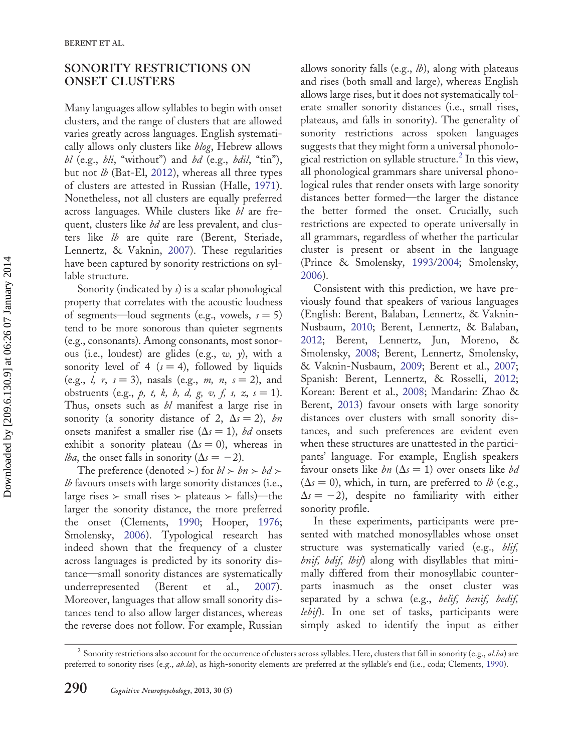## SONORITY RESTRICTIONS ON ONSET CLUSTERS

Many languages allow syllables to begin with onset clusters, and the range of clusters that are allowed varies greatly across languages. English systematically allows only clusters like *blog*, Hebrew allows *bl* (e.g., *bli*, "without") and *bd* (e.g., *bdil*, "tin"), but not *lb* (Bat-El, 2012), whereas all three types of clusters are attested in Russian (Halle, 1971). Nonetheless, not all clusters are equally preferred across languages. While clusters like *bl* are frequent, clusters like *bd* are less prevalent, and clusters like *lb* are quite rare (Berent, Steriade, Lennertz, & Vaknin, 2007). These regularities have been captured by sonority restrictions on syllable structure.

Sonority (indicated by *s*) is a scalar phonological property that correlates with the acoustic loudness of segments—loud segments (e.g., vowels, $s = 5$) tend to be more sonorous than quieter segments (e.g., consonants). Among consonants, most sonorous (i.e., loudest) are glides (e.g., *w, y*), with a sonority level of 4 ($s = 4$), followed by liquids (e.g., *l, r*, $s = 3$), nasals (e.g., *m, n*, $s = 2$), and obstruents (e.g., *p, t, k, b, d, g, v, f, s, z*, $s = 1$). Thus, onsets such as *bl* manifest a large rise in sonority (a sonority distance of 2, $\Delta s = 2$), *bn* onsets manifest a smaller rise ($\Delta s = 1$), *bd* onsets exhibit a sonority plateau ($\Delta s = 0$), whereas in *lba*, the onset falls in sonority ($\Delta s = -2$).

The preference (denoted $\succ$) for *bl* $\succ$ *bn* $\succ$ *bd* $\succ$ *lb* favours onsets with large sonority distances (i.e., large rises $\succ$ small rises $\succ$ plateaus $\succ$ falls)—the larger the sonority distance, the more preferred the onset (Clements, 1990; Hooper, 1976; Smolensky, 2006). Typological research has indeed shown that the frequency of a cluster across languages is predicted by its sonority distance—small sonority distances are systematically underrepresented (Berent et al., 2007). Moreover, languages that allow small sonority distances tend to also allow larger distances, whereas the reverse does not follow. For example, Russian allows sonority falls (e.g., *lb*), along with plateaus and rises (both small and large), whereas English allows large rises, but it does not systematically tolerate smaller sonority distances (i.e., small rises, plateaus, and falls in sonority). The generality of sonority restrictions across spoken languages suggests that they might form a universal phonological restriction on syllable structure.[2] In this view, all phonological grammars share universal phonological rules that render onsets with large sonority distances better formed—the larger the distance the better formed the onset. Crucially, such restrictions are expected to operate universally in all grammars, regardless of whether the particular cluster is present or absent in the language (Prince & Smolensky, 1993/2004; Smolensky, 2006).

Consistent with this prediction, we have previously found that speakers of various languages (English: Berent, Balaban, Lennertz, & Vaknin-Nusbaum, 2010; Berent, Lennertz, & Balaban, 2012; Berent, Lennertz, Jun, Moreno, & Smolensky, 2008; Berent, Lennertz, Smolensky, & Vaknin-Nusbaum, 2009; Berent et al., 2007; Spanish: Berent, Lennertz, & Rosselli, 2012; Korean: Berent et al., 2008; Mandarin: Zhao & Berent, 2013) favour onsets with large sonority distances over clusters with small sonority distances, and such preferences are evident even when these structures are unattested in the participants' language. For example, English speakers favour onsets like *bn* ($\Delta s = 1$) over onsets like *bd* ($\Delta s = 0$), which, in turn, are preferred to *lb* (e.g., $\Delta s = -2$), despite no familiarity with either sonority profile.

In these experiments, participants were presented with matched monosyllables whose onset structure was systematically varied (e.g., *blif, bnif, bdif, lbif*) along with disyllables that minimally differed from their monosyllabic counterparts inasmuch as the onset cluster was separated by a schwa (e.g., *belif, benif, bedif, lebif*). In one set of tasks, participants were simply asked to identify the input as either

[2] Sonority restrictions also account for the occurrence of clusters across syllables. Here, clusters that fall in sonority (e.g., *al.ba*) are preferred to sonority rises (e.g., *ab.la*), as high-sonority elements are preferred at the syllable's end (i.e., coda; Clements, 1990).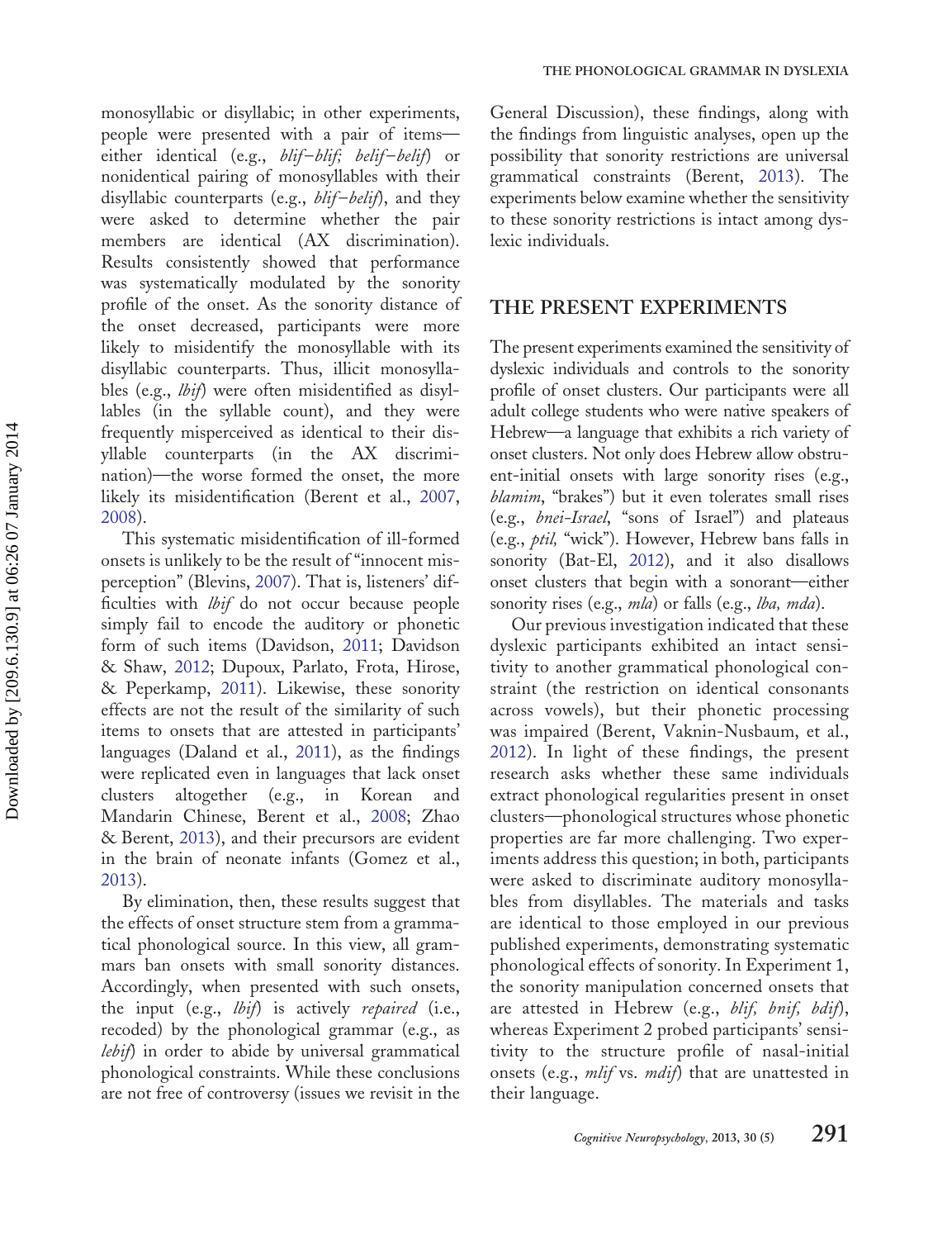monosyllabic or disyllabic; in other experiments, people were presented with a pair of items—either identical (e.g., *blif–blif; belif–belif*) or nonidentical pairing of monosyllables with their disyllabic counterparts (e.g., *blif–belif*), and they were asked to determine whether the pair members are identical (AX discrimination). Results consistently showed that performance was systematically modulated by the sonority profile of the onset. As the sonority distance of the onset decreased, participants were more likely to misidentify the monosyllable with its disyllabic counterparts. Thus, illicit monosyllables (e.g., *lbif*) were often misidentified as disyllables (in the syllable count), and they were frequently misperceived as identical to their disyllable counterparts (in the AX discrimination)—the worse formed the onset, the more likely its misidentification (Berent et al., 2007, 2008).

This systematic misidentification of ill-formed onsets is unlikely to be the result of "innocent misperception" (Blevins, 2007). That is, listeners' difficulties with *lbif* do not occur because people simply fail to encode the auditory or phonetic form of such items (Davidson, 2011; Davidson & Shaw, 2012; Dupoux, Parlato, Frota, Hirose, & Peperkamp, 2011). Likewise, these sonority effects are not the result of the similarity of such items to onsets that are attested in participants' languages (Daland et al., 2011), as the findings were replicated even in languages that lack onset clusters altogether (e.g., in Korean and Mandarin Chinese, Berent et al., 2008; Zhao & Berent, 2013), and their precursors are evident in the brain of neonate infants (Gomez et al., 2013).

By elimination, then, these results suggest that the effects of onset structure stem from a grammatical phonological source. In this view, all grammars ban onsets with small sonority distances. Accordingly, when presented with such onsets, the input (e.g., *lbif*) is actively *repaired* (i.e., recoded) by the phonological grammar (e.g., as *lebif*) in order to abide by universal grammatical phonological constraints. While these conclusions are not free of controversy (issues we revisit in the General Discussion), these findings, along with the findings from linguistic analyses, open up the possibility that sonority restrictions are universal grammatical constraints (Berent, 2013). The experiments below examine whether the sensitivity to these sonority restrictions is intact among dyslexic individuals.

## THE PRESENT EXPERIMENTS

The present experiments examined the sensitivity of dyslexic individuals and controls to the sonority profile of onset clusters. Our participants were all adult college students who were native speakers of Hebrew—a language that exhibits a rich variety of onset clusters. Not only does Hebrew allow obstruent-initial onsets with large sonority rises (e.g., *blamim*, "brakes") but it even tolerates small rises (e.g., *bnei-Israel*, "sons of Israel") and plateaus (e.g., *ptil,* "wick"). However, Hebrew bans falls in sonority (Bat-El, 2012), and it also disallows onset clusters that begin with a sonorant—either sonority rises (e.g., *mla*) or falls (e.g., *lba, mda*).

Our previous investigation indicated that these dyslexic participants exhibited an intact sensitivity to another grammatical phonological constraint (the restriction on identical consonants across vowels), but their phonetic processing was impaired (Berent, Vaknin-Nusbaum, et al., 2012). In light of these findings, the present research asks whether these same individuals extract phonological regularities present in onset clusters—phonological structures whose phonetic properties are far more challenging. Two experiments address this question; in both, participants were asked to discriminate auditory monosyllables from disyllables. The materials and tasks are identical to those employed in our previous published experiments, demonstrating systematic phonological effects of sonority. In Experiment 1, the sonority manipulation concerned onsets that are attested in Hebrew (e.g., *blif, bnif, bdif*), whereas Experiment 2 probed participants' sensitivity to the structure profile of nasal-initial onsets (e.g., *mlif* vs. *mdif*) that are unattested in their language.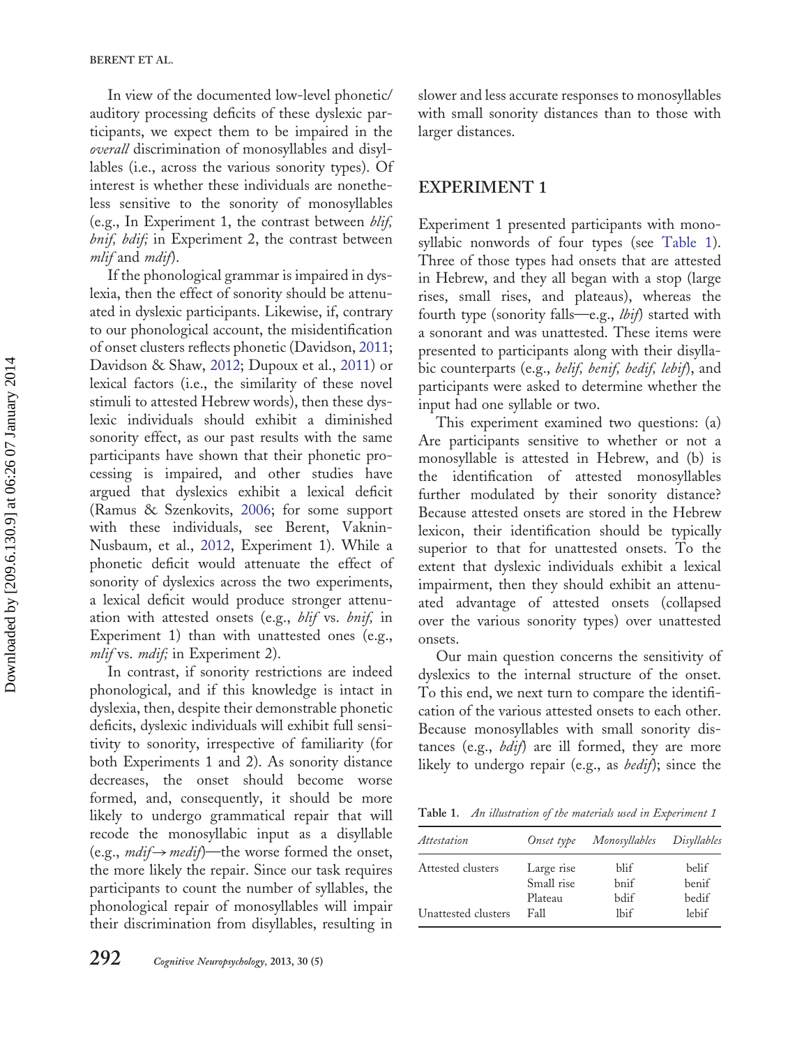In view of the documented low-level phonetic/auditory processing deficits of these dyslexic participants, we expect them to be impaired in the *overall* discrimination of monosyllables and disyllables (i.e., across the various sonority types). Of interest is whether these individuals are nonetheless sensitive to the sonority of monosyllables (e.g., In Experiment 1, the contrast between *blif, bnif, bdif;* in Experiment 2, the contrast between *mlif* and *mdif*).

If the phonological grammar is impaired in dyslexia, then the effect of sonority should be attenuated in dyslexic participants. Likewise, if, contrary to our phonological account, the misidentification of onset clusters reflects phonetic (Davidson, 2011; Davidson & Shaw, 2012; Dupoux et al., 2011) or lexical factors (i.e., the similarity of these novel stimuli to attested Hebrew words), then these dyslexic individuals should exhibit a diminished sonority effect, as our past results with the same participants have shown that their phonetic processing is impaired, and other studies have argued that dyslexics exhibit a lexical deficit (Ramus & Szenkovits, 2006; for some support with these individuals, see Berent, Vaknin-Nusbaum, et al., 2012, Experiment 1). While a phonetic deficit would attenuate the effect of sonority of dyslexics across the two experiments, a lexical deficit would produce stronger attenuation with attested onsets (e.g., *blif* vs. *bnif,* in Experiment 1) than with unattested ones (e.g., *mlif* vs. *mdif;* in Experiment 2).

In contrast, if sonority restrictions are indeed phonological, and if this knowledge is intact in dyslexia, then, despite their demonstrable phonetic deficits, dyslexic individuals will exhibit full sensitivity to sonority, irrespective of familiarity (for both Experiments 1 and 2). As sonority distance decreases, the onset should become worse formed, and, consequently, it should be more likely to undergo grammatical repair that will recode the monosyllabic input as a disyllable (e.g., *mdif*→ *medif*)—the worse formed the onset, the more likely the repair. Since our task requires participants to count the number of syllables, the phonological repair of monosyllables will impair their discrimination from disyllables, resulting in slower and less accurate responses to monosyllables with small sonority distances than to those with larger distances.

## EXPERIMENT 1

Experiment 1 presented participants with monosyllabic nonwords of four types (see Table 1). Three of those types had onsets that are attested in Hebrew, and they all began with a stop (large rises, small rises, and plateaus), whereas the fourth type (sonority falls—e.g., *lbif*) started with a sonorant and was unattested. These items were presented to participants along with their disyllabic counterparts (e.g., *belif, benif, bedif, lebif*), and participants were asked to determine whether the input had one syllable or two.

This experiment examined two questions: (a) Are participants sensitive to whether or not a monosyllable is attested in Hebrew, and (b) is the identification of attested monosyllables further modulated by their sonority distance? Because attested onsets are stored in the Hebrew lexicon, their identification should be typically superior to that for unattested onsets. To the extent that dyslexic individuals exhibit a lexical impairment, then they should exhibit an attenuated advantage of attested onsets (collapsed over the various sonority types) over unattested onsets.

Our main question concerns the sensitivity of dyslexics to the internal structure of the onset. To this end, we next turn to compare the identification of the various attested onsets to each other. Because monosyllables with small sonority distances (e.g., *bdif*) are ill formed, they are more likely to undergo repair (e.g., as *bedif*); since the

**Table 1.** *An illustration of the materials used in Experiment 1*

| *Attestation* | *Onset type* | *Monosyllables* | *Disyllables* |
|---|---|---|---|
| Attested clusters | Large rise | blif | belif |
| | Small rise | bnif | benif |
| | Plateau | bdif | bedif |
| Unattested clusters | Fall | lbif | lebif |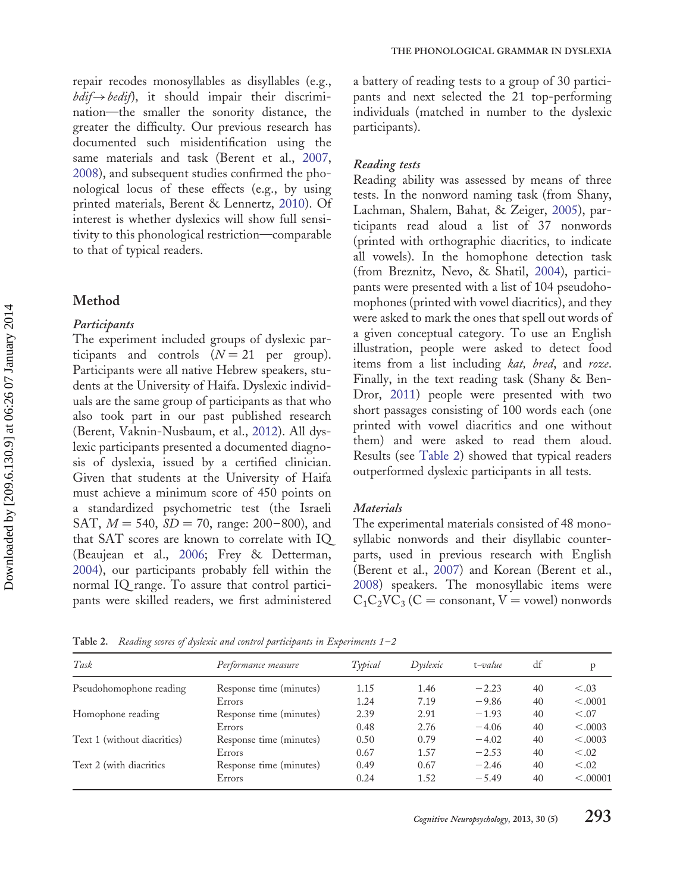repair recodes monosyllables as disyllables (e.g., *bdif*→*bedif*), it should impair their discrimination—the smaller the sonority distance, the greater the difficulty. Our previous research has documented such misidentification using the same materials and task (Berent et al., 2007, 2008), and subsequent studies confirmed the phonological locus of these effects (e.g., by using printed materials, Berent & Lennertz, 2010). Of interest is whether dyslexics will show full sensitivity to this phonological restriction—comparable to that of typical readers.

## Method

### *Participants*

The experiment included groups of dyslexic participants and controls ($N = 21$ per group). Participants were all native Hebrew speakers, students at the University of Haifa. Dyslexic individuals are the same group of participants as that who also took part in our past published research (Berent, Vaknin-Nusbaum, et al., 2012). All dyslexic participants presented a documented diagnosis of dyslexia, issued by a certified clinician. Given that students at the University of Haifa must achieve a minimum score of 450 points on a standardized psychometric test (the Israeli SAT, $M = 540$, $SD = 70$, range: 200−800), and that SAT scores are known to correlate with IQ (Beaujean et al., 2006; Frey & Detterman, 2004), our participants probably fell within the normal IQ range. To assure that control participants were skilled readers, we first administered a battery of reading tests to a group of 30 participants and next selected the 21 top-performing individuals (matched in number to the dyslexic participants).

### *Reading tests*

Reading ability was assessed by means of three tests. In the nonword naming task (from Shany, Lachman, Shalem, Bahat, & Zeiger, 2005), participants read aloud a list of 37 nonwords (printed with orthographic diacritics, to indicate all vowels). In the homophone detection task (from Breznitz, Nevo, & Shatil, 2004), participants were presented with a list of 104 pseudohomophones (printed with vowel diacritics), and they were asked to mark the ones that spell out words of a given conceptual category. To use an English illustration, people were asked to detect food items from a list including *kat, bred*, and *roze*. Finally, in the text reading task (Shany & Ben-Dror, 2011) people were presented with two short passages consisting of 100 words each (one printed with vowel diacritics and one without them) and were asked to read them aloud. Results (see Table 2) showed that typical readers outperformed dyslexic participants in all tests.

### *Materials*

The experimental materials consisted of 48 monosyllabic nonwords and their disyllabic counterparts, used in previous research with English (Berent et al., 2007) and Korean (Berent et al., 2008) speakers. The monosyllabic items were $C_1C_2VC_3$ (C = consonant, V = vowel) nonwords

**Table 2.** *Reading scores of dyslexic and control participants in Experiments 1−2*

| *Task* | *Performance measure* | *Typical* | *Dyslexic* | t-*value* | df | p |
|---|---|---|---|---|---|---|
| Pseudohomophone reading | Response time (minutes) | 1.15 | 1.46 | −2.23 | 40 | <.03 |
| | Errors | 1.24 | 7.19 | −9.86 | 40 | <.0001 |
| Homophone reading | Response time (minutes) | 2.39 | 2.91 | −1.93 | 40 | <.07 |
| | Errors | 0.48 | 2.76 | −4.06 | 40 | <.0003 |
| Text 1 (without diacritics) | Response time (minutes) | 0.50 | 0.79 | −4.02 | 40 | <.0003 |
| | Errors | 0.67 | 1.57 | −2.53 | 40 | <.02 |
| Text 2 (with diacritics | Response time (minutes) | 0.49 | 0.67 | −2.46 | 40 | <.02 |
| | Errors | 0.24 | 1.52 | −5.49 | 40 | <.00001 |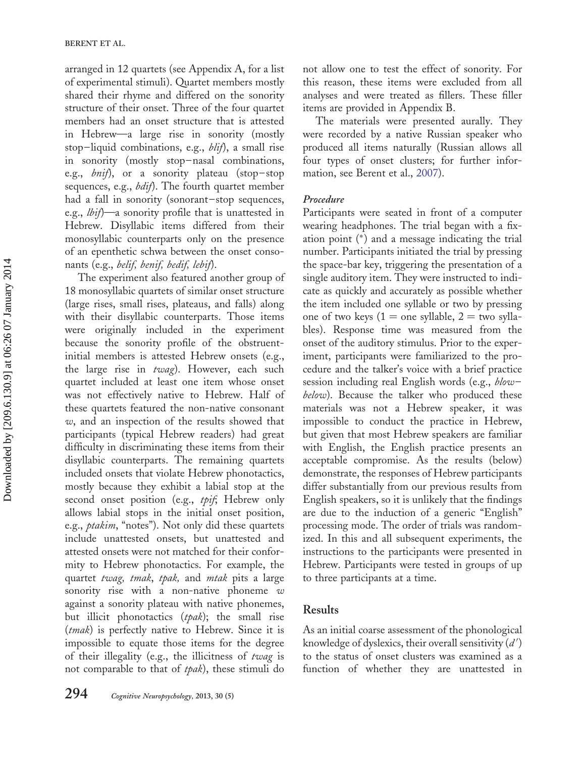arranged in 12 quartets (see Appendix A, for a list of experimental stimuli). Quartet members mostly shared their rhyme and differed on the sonority structure of their onset. Three of the four quartet members had an onset structure that is attested in Hebrew—a large rise in sonority (mostly stop–liquid combinations, e.g., *blif*), a small rise in sonority (mostly stop–nasal combinations, e.g., *bnif*), or a sonority plateau (stop–stop sequences, e.g., *bdif*). The fourth quartet member had a fall in sonority (sonorant–stop sequences, e.g., *lbif*)—a sonority profile that is unattested in Hebrew. Disyllabic items differed from their monosyllabic counterparts only on the presence of an epenthetic schwa between the onset consonants (e.g., *belif, benif, bedif, lebif*).

The experiment also featured another group of 18 monosyllabic quartets of similar onset structure (large rises, small rises, plateaus, and falls) along with their disyllabic counterparts. Those items were originally included in the experiment because the sonority profile of the obstruent-initial members is attested Hebrew onsets (e.g., the large rise in *twag*). However, each such quartet included at least one item whose onset was not effectively native to Hebrew. Half of these quartets featured the non-native consonant *w*, and an inspection of the results showed that participants (typical Hebrew readers) had great difficulty in discriminating these items from their disyllabic counterparts. The remaining quartets included onsets that violate Hebrew phonotactics, mostly because they exhibit a labial stop at the second onset position (e.g., *tpif*; Hebrew only allows labial stops in the initial onset position, e.g., *ptakim*, "notes"). Not only did these quartets include unattested onsets, but unattested and attested onsets were not matched for their conformity to Hebrew phonotactics. For example, the quartet *twag, tmak*, *tpak,* and *mtak* pits a large sonority rise with a non-native phoneme *w* against a sonority plateau with native phonemes, but illicit phonotactics (*tpak*); the small rise (*tmak*) is perfectly native to Hebrew. Since it is impossible to equate those items for the degree of their illegality (e.g., the illicitness of *twag* is not comparable to that of *tpak*), these stimuli do not allow one to test the effect of sonority. For this reason, these items were excluded from all analyses and were treated as fillers. These filler items are provided in Appendix B.

The materials were presented aurally. They were recorded by a native Russian speaker who produced all items naturally (Russian allows all four types of onset clusters; for further information, see Berent et al., 2007).

### *Procedure*

Participants were seated in front of a computer wearing headphones. The trial began with a fixation point (*) and a message indicating the trial number. Participants initiated the trial by pressing the space-bar key, triggering the presentation of a single auditory item. They were instructed to indicate as quickly and accurately as possible whether the item included one syllable or two by pressing one of two keys (1 = one syllable, 2 = two syllables). Response time was measured from the onset of the auditory stimulus. Prior to the experiment, participants were familiarized to the procedure and the talker's voice with a brief practice session including real English words (e.g., *blow*–*below*). Because the talker who produced these materials was not a Hebrew speaker, it was impossible to conduct the practice in Hebrew, but given that most Hebrew speakers are familiar with English, the English practice presents an acceptable compromise. As the results (below) demonstrate, the responses of Hebrew participants differ substantially from our previous results from English speakers, so it is unlikely that the findings are due to the induction of a generic "English" processing mode. The order of trials was randomized. In this and all subsequent experiments, the instructions to the participants were presented in Hebrew. Participants were tested in groups of up to three participants at a time.

## Results

As an initial coarse assessment of the phonological knowledge of dyslexics, their overall sensitivity ($d'$) to the status of onset clusters was examined as a function of whether they are unattested in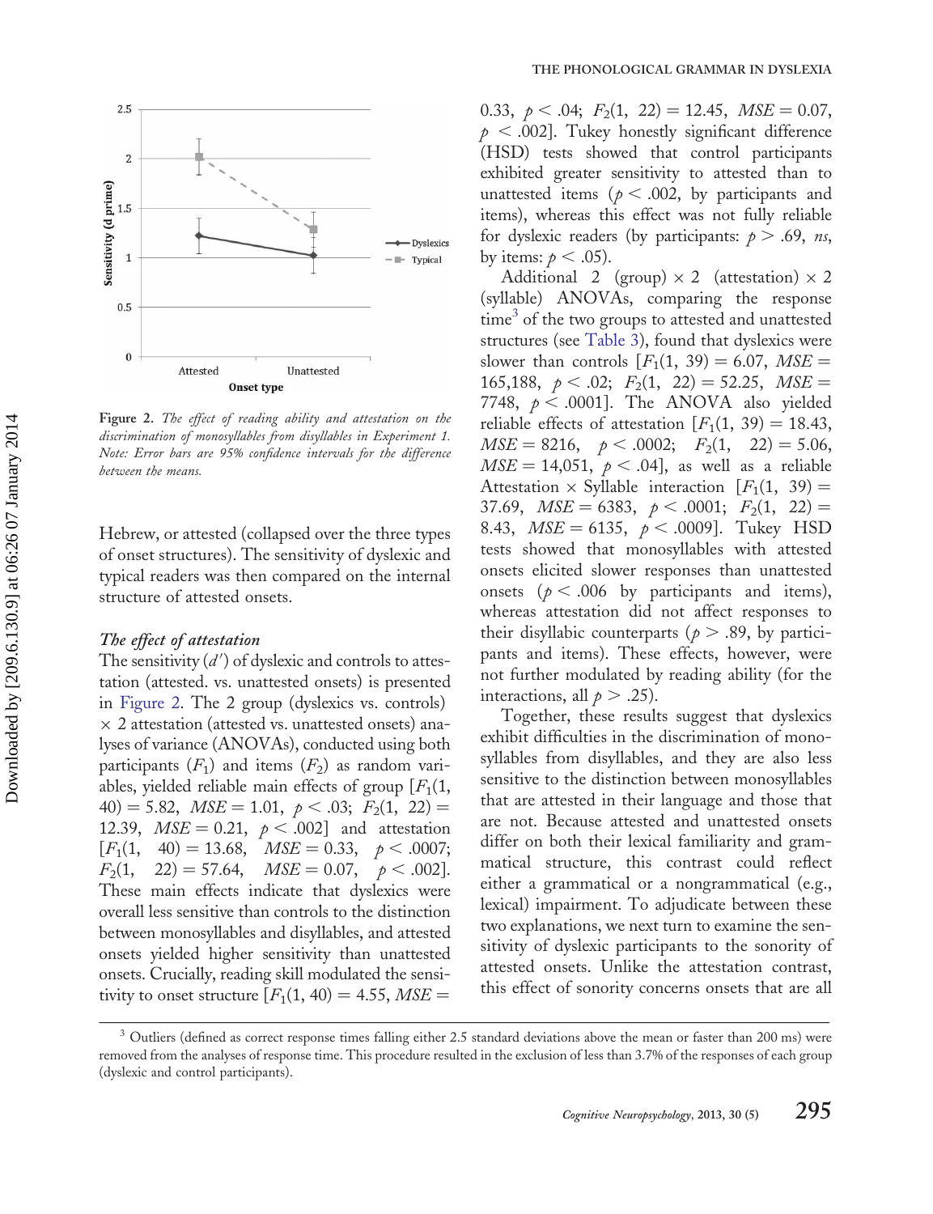Figure 2. *The effect of reading ability and attestation on the discrimination of monosyllables from disyllables in Experiment 1. Note: Error bars are 95% confidence intervals for the difference between the means.*

Hebrew, or attested (collapsed over the three types of onset structures). The sensitivity of dyslexic and typical readers was then compared on the internal structure of attested onsets.

### *The effect of attestation*

The sensitivity ($d'$) of dyslexic and controls to attestation (attested. vs. unattested onsets) is presented in Figure 2. The 2 group (dyslexics vs. controls) × 2 attestation (attested vs. unattested onsets) analyses of variance (ANOVAs), conducted using both participants ($F_1$) and items ($F_2$) as random variables, yielded reliable main effects of group [$F_1(1, 40) = 5.82$, $MSE = 1.01$, $p < .03$; $F_2(1, 22) = 12.39$, $MSE = 0.21$, $p < .002$] and attestation [$F_1(1, 40) = 13.68$, $MSE = 0.33$, $p < .0007$; $F_2(1, 22) = 57.64$, $MSE = 0.07$, $p < .002$]. These main effects indicate that dyslexics were overall less sensitive than controls to the distinction between monosyllables and disyllables, and attested onsets yielded higher sensitivity than unattested onsets. Crucially, reading skill modulated the sensitivity to onset structure [$F_1(1, 40) = 4.55$, $MSE = 0.33$, $p < .04$; $F_2(1, 22) = 12.45$, $MSE = 0.07$, $p < .002$]. Tukey honestly significant difference (HSD) tests showed that control participants exhibited greater sensitivity to attested than to unattested items ($p < .002$, by participants and items), whereas this effect was not fully reliable for dyslexic readers (by participants: $p > .69$, *ns*, by items: $p < .05$).

Additional 2 (group) × 2 (attestation) × 2 (syllable) ANOVAs, comparing the response time[3] of the two groups to attested and unattested structures (see Table 3), found that dyslexics were slower than controls [$F_1(1, 39) = 6.07$, $MSE = 165{,}188$, $p < .02$; $F_2(1, 22) = 52.25$, $MSE = 7748$, $p < .0001$]. The ANOVA also yielded reliable effects of attestation [$F_1(1, 39) = 18.43$, $MSE = 8216$, $p < .0002$; $F_2(1, 22) = 5.06$, $MSE = 14{,}051$, $p < .04$], as well as a reliable Attestation × Syllable interaction [$F_1(1, 39) = 37.69$, $MSE = 6383$, $p < .0001$; $F_2(1, 22) = 8.43$, $MSE = 6135$, $p < .0009$]. Tukey HSD tests showed that monosyllables with attested onsets elicited slower responses than unattested onsets ($p < .006$ by participants and items), whereas attestation did not affect responses to their disyllabic counterparts ($p > .89$, by participants and items). These effects, however, were not further modulated by reading ability (for the interactions, all $p > .25$).

Together, these results suggest that dyslexics exhibit difficulties in the discrimination of monosyllables from disyllables, and they are also less sensitive to the distinction between monosyllables that are attested in their language and those that are not. Because attested and unattested onsets differ on both their lexical familiarity and grammatical structure, this contrast could reflect either a grammatical or a nongrammatical (e.g., lexical) impairment. To adjudicate between these two explanations, we next turn to examine the sensitivity of dyslexic participants to the sonority of attested onsets. Unlike the attestation contrast, this effect of sonority concerns onsets that are all

[3] Outliers (defined as correct response times falling either 2.5 standard deviations above the mean or faster than 200 ms) were removed from the analyses of response time. This procedure resulted in the exclusion of less than 3.7% of the responses of each group (dyslexic and control participants).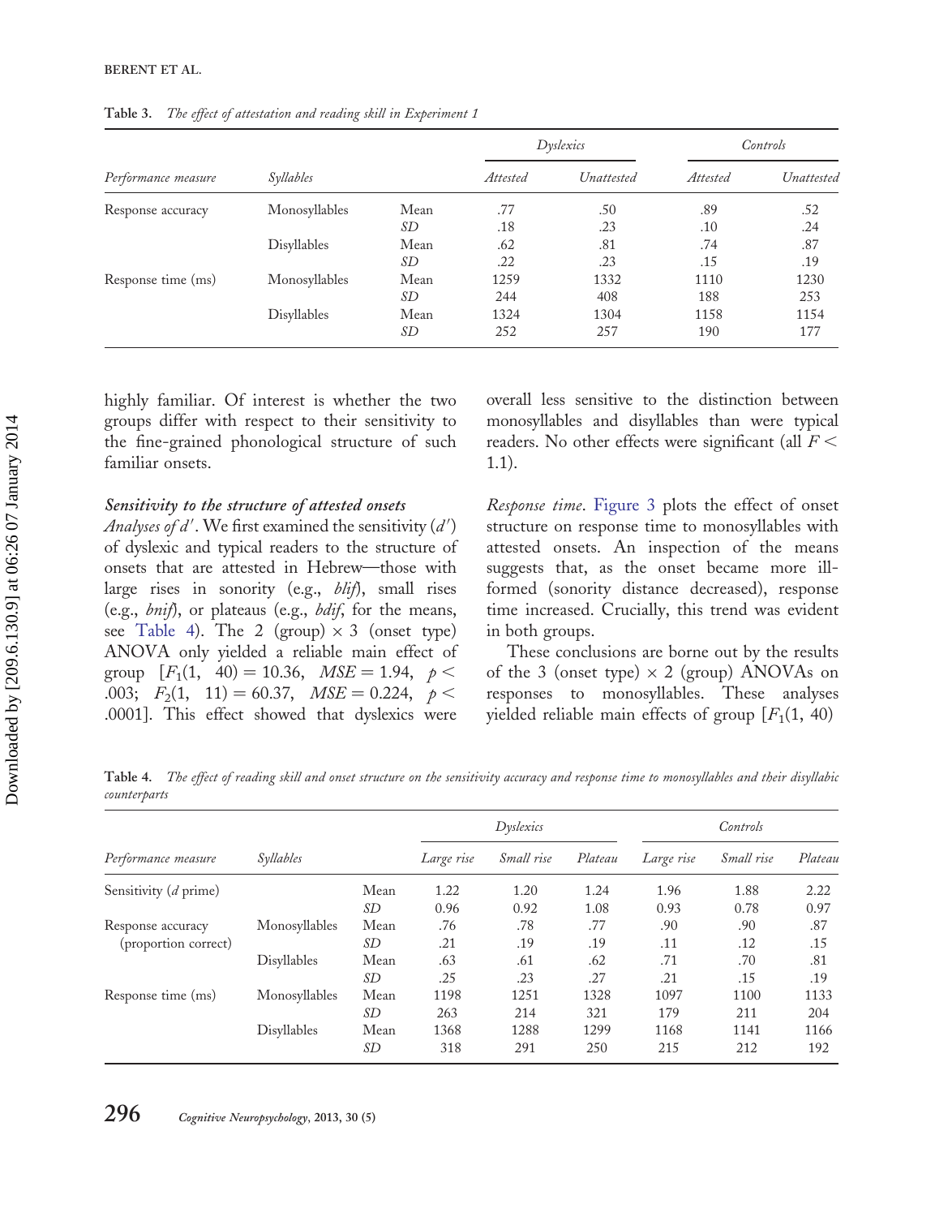**Table 3.** *The effect of attestation and reading skill in Experiment 1*

| Performance measure | Syllables | | Dyslexics | | Controls | |
|---|---|---|---|---|---|---|
| | | | *Attested* | *Unattested* | *Attested* | *Unattested* |
| Response accuracy | Monosyllables | Mean | .77 | .50 | .89 | .52 |
| | | *SD* | .18 | .23 | .10 | .24 |
| | Disyllables | Mean | .62 | .81 | .74 | .87 |
| | | *SD* | .22 | .23 | .15 | .19 |
| Response time (ms) | Monosyllables | Mean | 1259 | 1332 | 1110 | 1230 |
| | | *SD* | 244 | 408 | 188 | 253 |
| | Disyllables | Mean | 1324 | 1304 | 1158 | 1154 |
| | | *SD* | 252 | 257 | 190 | 177 |

highly familiar. Of interest is whether the two groups differ with respect to their sensitivity to the fine-grained phonological structure of such familiar onsets.

#### *Sensitivity to the structure of attested onsets*

*Analyses of $d'$*. We first examined the sensitivity ($d'$) of dyslexic and typical readers to the structure of onsets that are attested in Hebrew—those with large rises in sonority (e.g., *blif*), small rises (e.g., *bnif*), or plateaus (e.g., *bdif*, for the means, see Table 4). The 2 (group) × 3 (onset type) ANOVA only yielded a reliable main effect of group [$F_1(1, 40) = 10.36$, $MSE = 1.94$, $p < .003$; $F_2(1, 11) = 60.37$, $MSE = 0.224$, $p < .0001$]. This effect showed that dyslexics were overall less sensitive to the distinction between monosyllables and disyllables than were typical readers. No other effects were significant (all $F < 1.1$).

*Response time*. Figure 3 plots the effect of onset structure on response time to monosyllables with attested onsets. An inspection of the means suggests that, as the onset became more ill-formed (sonority distance decreased), response time increased. Crucially, this trend was evident in both groups.

These conclusions are borne out by the results of the 3 (onset type) × 2 (group) ANOVAs on responses to monosyllables. These analyses yielded reliable main effects of group [$F_1(1, 40)$

**Table 4.** *The effect of reading skill and onset structure on the sensitivity accuracy and response time to monosyllables and their disyllabic counterparts*

| Performance measure | Syllables | | Dyslexics | | | Controls | | |
|---|---|---|---|---|---|---|---|---|
| | | | *Large rise* | *Small rise* | *Plateau* | *Large rise* | *Small rise* | *Plateau* |
| Sensitivity (*d* prime) | | Mean | 1.22 | 1.20 | 1.24 | 1.96 | 1.88 | 2.22 |
| | | *SD* | 0.96 | 0.92 | 1.08 | 0.93 | 0.78 | 0.97 |
| Response accuracy (proportion correct) | Monosyllables | Mean | .76 | .78 | .77 | .90 | .90 | .87 |
| | | *SD* | .21 | .19 | .19 | .11 | .12 | .15 |
| | Disyllables | Mean | .63 | .61 | .62 | .71 | .70 | .81 |
| | | *SD* | .25 | .23 | .27 | .21 | .15 | .19 |
| Response time (ms) | Monosyllables | Mean | 1198 | 1251 | 1328 | 1097 | 1100 | 1133 |
| | | *SD* | 263 | 214 | 321 | 179 | 211 | 204 |
| | Disyllables | Mean | 1368 | 1288 | 1299 | 1168 | 1141 | 1166 |
| | | *SD* | 318 | 291 | 250 | 215 | 212 | 192 |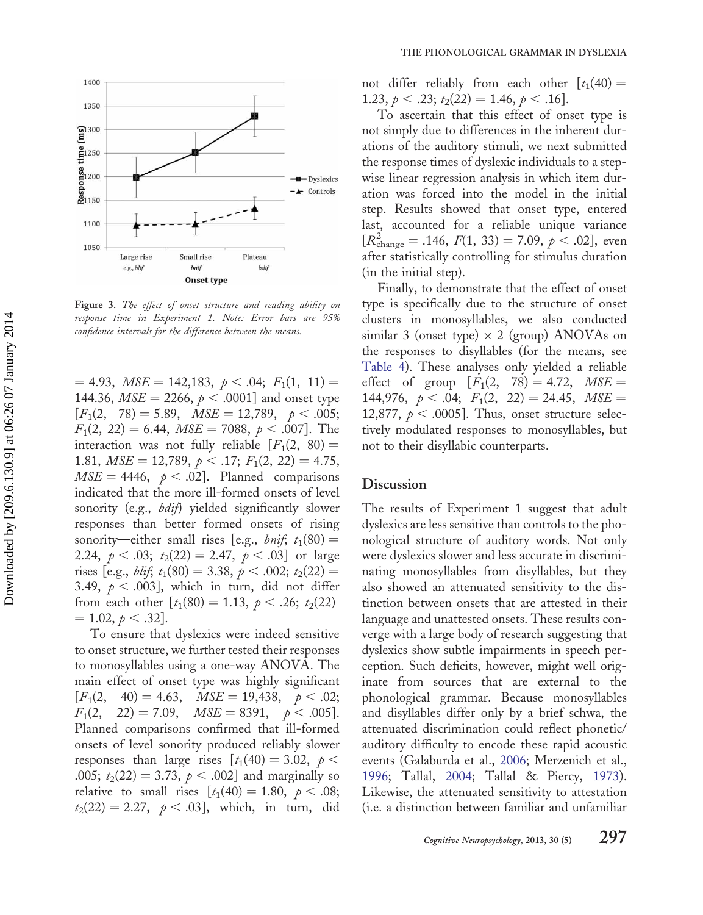Figure 3. *The effect of onset structure and reading ability on response time in Experiment 1. Note: Error bars are 95% confidence intervals for the difference between the means.*

$= 4.93$, $MSE = 142{,}183$, $p < .04$; $F_1(1, 11) = 144.36$, $MSE = 2266$, $p < .0001$] and onset type [$F_1(2, 78) = 5.89$, $MSE = 12{,}789$, $p < .005$; $F_1(2, 22) = 6.44$, $MSE = 7088$, $p < .007$]. The interaction was not fully reliable [$F_1(2, 80) = 1.81$, $MSE = 12{,}789$, $p < .17$; $F_1(2, 22) = 4.75$, $MSE = 4446$, $p < .02$]. Planned comparisons indicated that the more ill-formed onsets of level sonority (e.g., *bdif*) yielded significantly slower responses than better formed onsets of rising sonority—either small rises [e.g., *bnif*; $t_1(80) = 2.24$, $p < .03$; $t_2(22) = 2.47$, $p < .03$] or large rises [e.g., *blif*; $t_1(80) = 3.38$, $p < .002$; $t_2(22) = 3.49$, $p < .003$], which in turn, did not differ from each other [$t_1(80) = 1.13$, $p < .26$; $t_2(22) = 1.02$, $p < .32$].

To ensure that dyslexics were indeed sensitive to onset structure, we further tested their responses to monosyllables using a one-way ANOVA. The main effect of onset type was highly significant [$F_1(2, 40) = 4.63$, $MSE = 19{,}438$, $p < .02$; $F_1(2, 22) = 7.09$, $MSE = 8391$, $p < .005$]. Planned comparisons confirmed that ill-formed onsets of level sonority produced reliably slower responses than large rises [$t_1(40) = 3.02$, $p < .005$; $t_2(22) = 3.73$, $p < .002$] and marginally so relative to small rises [$t_1(40) = 1.80$, $p < .08$; $t_2(22) = 2.27$, $p < .03$], which, in turn, did not differ reliably from each other [$t_1(40) = 1.23$, $p < .23$; $t_2(22) = 1.46$, $p < .16$].

To ascertain that this effect of onset type is not simply due to differences in the inherent durations of the auditory stimuli, we next submitted the response times of dyslexic individuals to a stepwise linear regression analysis in which item duration was forced into the model in the initial step. Results showed that onset type, entered last, accounted for a reliable unique variance [$R^2_{\text{change}} = .146$, $F(1, 33) = 7.09$, $p < .02$], even after statistically controlling for stimulus duration (in the initial step).

Finally, to demonstrate that the effect of onset type is specifically due to the structure of onset clusters in monosyllables, we also conducted similar 3 (onset type) × 2 (group) ANOVAs on the responses to disyllables (for the means, see Table 4). These analyses only yielded a reliable effect of group [$F_1(2, 78) = 4.72$, $MSE = 144{,}976$, $p < .04$; $F_1(2, 22) = 24.45$, $MSE = 12{,}877$, $p < .0005$]. Thus, onset structure selectively modulated responses to monosyllables, but not to their disyllabic counterparts.

## Discussion

The results of Experiment 1 suggest that adult dyslexics are less sensitive than controls to the phonological structure of auditory words. Not only were dyslexics slower and less accurate in discriminating monosyllables from disyllables, but they also showed an attenuated sensitivity to the distinction between onsets that are attested in their language and unattested onsets. These results converge with a large body of research suggesting that dyslexics show subtle impairments in speech perception. Such deficits, however, might well originate from sources that are external to the phonological grammar. Because monosyllables and disyllables differ only by a brief schwa, the attenuated discrimination could reflect phonetic/auditory difficulty to encode these rapid acoustic events (Galaburda et al., 2006; Merzenich et al., 1996; Tallal, 2004; Tallal & Piercy, 1973). Likewise, the attenuated sensitivity to attestation (i.e. a distinction between familiar and unfamiliar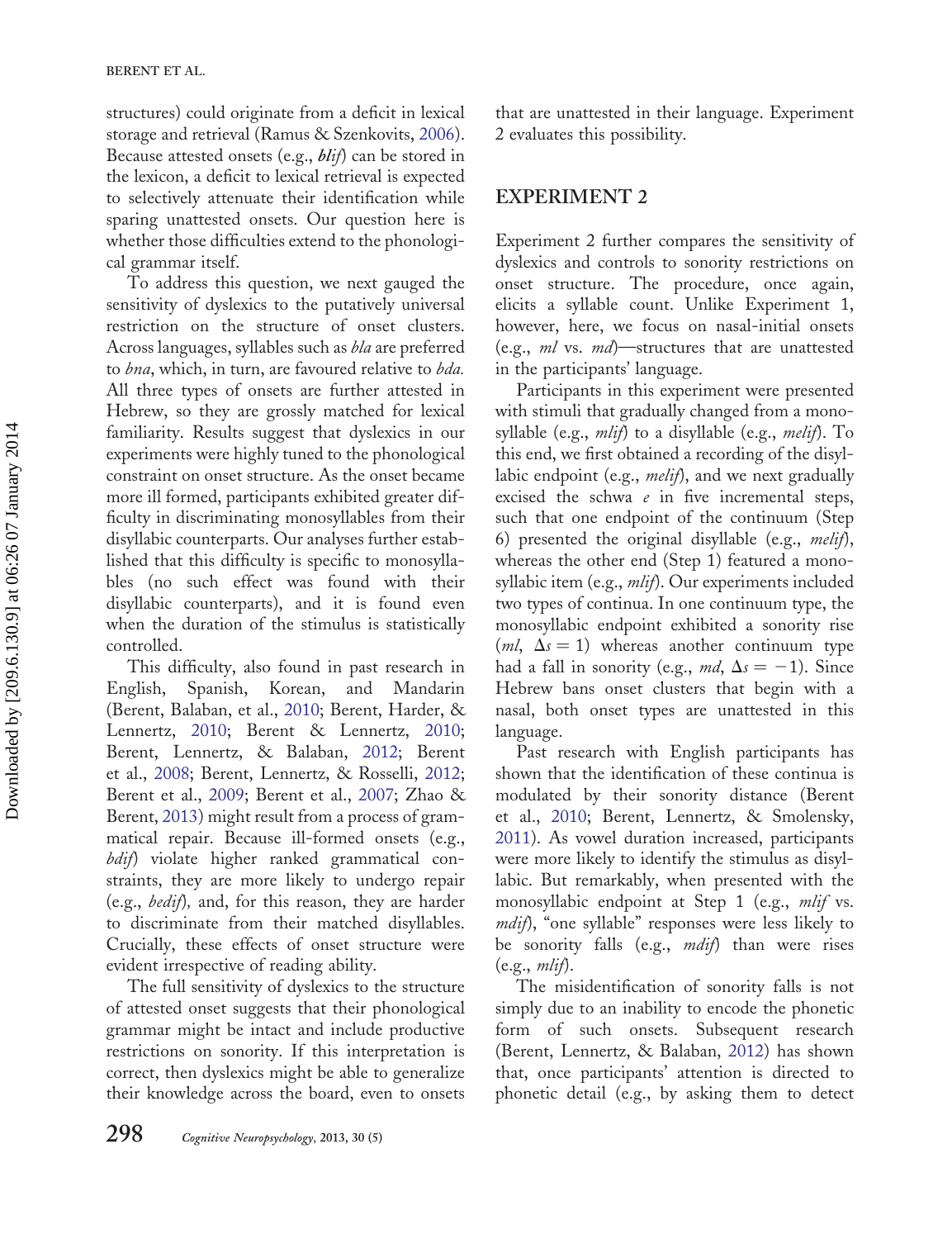structures) could originate from a deficit in lexical storage and retrieval (Ramus & Szenkovits, 2006). Because attested onsets (e.g., ***blif***) can be stored in the lexicon, a deficit to lexical retrieval is expected to selectively attenuate their identification while sparing unattested onsets. Our question here is whether those difficulties extend to the phonological grammar itself.

To address this question, we next gauged the sensitivity of dyslexics to the putatively universal restriction on the structure of onset clusters. Across languages, syllables such as *bla* are preferred to *bna*, which, in turn, are favoured relative to *bda.* All three types of onsets are further attested in Hebrew, so they are grossly matched for lexical familiarity. Results suggest that dyslexics in our experiments were highly tuned to the phonological constraint on onset structure. As the onset became more ill formed, participants exhibited greater difficulty in discriminating monosyllables from their disyllabic counterparts. Our analyses further established that this difficulty is specific to monosyllables (no such effect was found with their disyllabic counterparts), and it is found even when the duration of the stimulus is statistically controlled.

This difficulty, also found in past research in English, Spanish, Korean, and Mandarin (Berent, Balaban, et al., 2010; Berent, Harder, & Lennertz, 2010; Berent & Lennertz, 2010; Berent, Lennertz, & Balaban, 2012; Berent et al., 2008; Berent, Lennertz, & Rosselli, 2012; Berent et al., 2009; Berent et al., 2007; Zhao & Berent, 2013) might result from a process of grammatical repair. Because ill-formed onsets (e.g., *bdif*) violate higher ranked grammatical constraints, they are more likely to undergo repair (e.g., *bedif*), and, for this reason, they are harder to discriminate from their matched disyllables. Crucially, these effects of onset structure were evident irrespective of reading ability.

The full sensitivity of dyslexics to the structure of attested onset suggests that their phonological grammar might be intact and include productive restrictions on sonority. If this interpretation is correct, then dyslexics might be able to generalize their knowledge across the board, even to onsets that are unattested in their language. Experiment 2 evaluates this possibility.

## EXPERIMENT 2

Experiment 2 further compares the sensitivity of dyslexics and controls to sonority restrictions on onset structure. The procedure, once again, elicits a syllable count. Unlike Experiment 1, however, here, we focus on nasal-initial onsets (e.g., *ml* vs. *md*)—structures that are unattested in the participants' language.

Participants in this experiment were presented with stimuli that gradually changed from a monosyllable (e.g., *mlif*) to a disyllable (e.g., *melif*). To this end, we first obtained a recording of the disyllabic endpoint (e.g., *melif*), and we next gradually excised the schwa *e* in five incremental steps, such that one endpoint of the continuum (Step 6) presented the original disyllable (e.g., *melif*), whereas the other end (Step 1) featured a monosyllabic item (e.g., *mlif*). Our experiments included two types of continua. In one continuum type, the monosyllabic endpoint exhibited a sonority rise (*ml*, $\Delta s = 1$) whereas another continuum type had a fall in sonority (e.g., *md*, $\Delta s = -1$). Since Hebrew bans onset clusters that begin with a nasal, both onset types are unattested in this language.

Past research with English participants has shown that the identification of these continua is modulated by their sonority distance (Berent et al., 2010; Berent, Lennertz, & Smolensky, 2011). As vowel duration increased, participants were more likely to identify the stimulus as disyllabic. But remarkably, when presented with the monosyllabic endpoint at Step 1 (e.g., *mlif* vs. *mdif*), "one syllable" responses were less likely to be sonority falls (e.g., *mdif*) than were rises (e.g., *mlif*).

The misidentification of sonority falls is not simply due to an inability to encode the phonetic form of such onsets. Subsequent research (Berent, Lennertz, & Balaban, 2012) has shown that, once participants' attention is directed to phonetic detail (e.g., by asking them to detect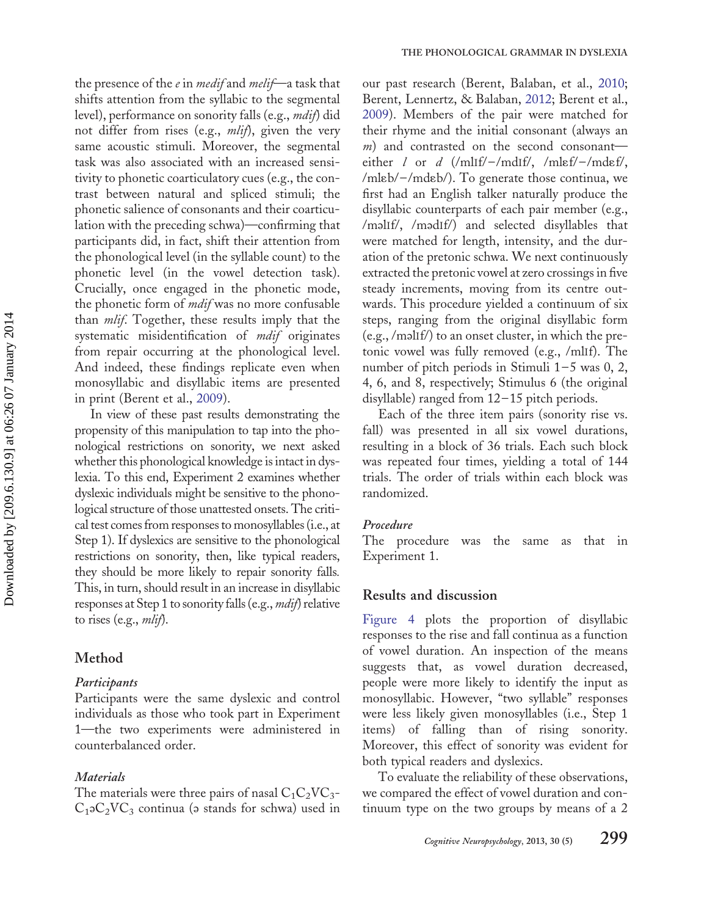the presence of the *e* in *medif* and *melif*—a task that shifts attention from the syllabic to the segmental level), performance on sonority falls (e.g., *mdif*) did not differ from rises (e.g., *mlif*), given the very same acoustic stimuli. Moreover, the segmental task was also associated with an increased sensitivity to phonetic coarticulatory cues (e.g., the contrast between natural and spliced stimuli; the phonetic salience of consonants and their coarticulation with the preceding schwa)—confirming that participants did, in fact, shift their attention from the phonological level (in the syllable count) to the phonetic level (in the vowel detection task). Crucially, once engaged in the phonetic mode, the phonetic form of *mdif* was no more confusable than *mlif*. Together, these results imply that the systematic misidentification of *mdif* originates from repair occurring at the phonological level. And indeed, these findings replicate even when monosyllabic and disyllabic items are presented in print (Berent et al., 2009).

In view of these past results demonstrating the propensity of this manipulation to tap into the phonological restrictions on sonority, we next asked whether this phonological knowledge is intact in dyslexia. To this end, Experiment 2 examines whether dyslexic individuals might be sensitive to the phonological structure of those unattested onsets. The critical test comes from responses to monosyllables (i.e., at Step 1). If dyslexics are sensitive to the phonological restrictions on sonority, then, like typical readers, they should be more likely to repair sonority falls. This, in turn, should result in an increase in disyllabic responses at Step 1 to sonority falls (e.g., *mdif*) relative to rises (e.g., *mlif*).

## Method

### *Participants*

Participants were the same dyslexic and control individuals as those who took part in Experiment 1—the two experiments were administered in counterbalanced order.

### *Materials*

The materials were three pairs of nasal $C_1C_2VC_3$-$C_1əC_2VC_3$ continua (ə stands for schwa) used in our past research (Berent, Balaban, et al., 2010; Berent, Lennertz, & Balaban, 2012; Berent et al., 2009). Members of the pair were matched for their rhyme and the initial consonant (always an *m*) and contrasted on the second consonant—either *l* or *d* (/mlɪf/−/mdɪf/, /mlɛf/−/mdɛf/, /mlɛb/−/mdɛb/). To generate those continua, we first had an English talker naturally produce the disyllabic counterparts of each pair member (e.g., /məlɪf/, /mədɪf/) and selected disyllables that were matched for length, intensity, and the duration of the pretonic schwa. We next continuously extracted the pretonic vowel at zero crossings in five steady increments, moving from its centre outwards. This procedure yielded a continuum of six steps, ranging from the original disyllabic form (e.g., /məlɪf/) to an onset cluster, in which the pretonic vowel was fully removed (e.g., /mlɪf). The number of pitch periods in Stimuli 1−5 was 0, 2, 4, 6, and 8, respectively; Stimulus 6 (the original disyllable) ranged from 12−15 pitch periods.

Each of the three item pairs (sonority rise vs. fall) was presented in all six vowel durations, resulting in a block of 36 trials. Each such block was repeated four times, yielding a total of 144 trials. The order of trials within each block was randomized.

### *Procedure*

The procedure was the same as that in Experiment 1.

## Results and discussion

Figure 4 plots the proportion of disyllabic responses to the rise and fall continua as a function of vowel duration. An inspection of the means suggests that, as vowel duration decreased, people were more likely to identify the input as monosyllabic. However, "two syllable" responses were less likely given monosyllables (i.e., Step 1 items) of falling than of rising sonority. Moreover, this effect of sonority was evident for both typical readers and dyslexics.

To evaluate the reliability of these observations, we compared the effect of vowel duration and continuum type on the two groups by means of a 2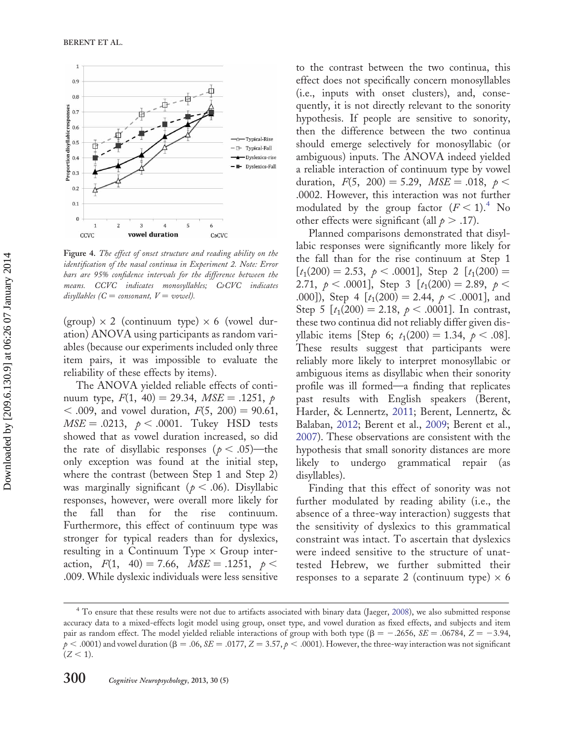**Figure 4.** *The effect of onset structure and reading ability on the identification of the nasal continua in Experiment 2. Note: Error bars are 95% confidence intervals for the difference between the means. CCVC indicates monosyllables; CəCVC indicates disyllables (C = consonant, V = vowel).*

(group) × 2 (continuum type) × 6 (vowel duration) ANOVA using participants as random variables (because our experiments included only three item pairs, it was impossible to evaluate the reliability of these effects by items).

The ANOVA yielded reliable effects of continuum type, $F(1, 40) = 29.34$, $MSE = .1251$, $p < .009$, and vowel duration, $F(5, 200) = 90.61$, $MSE = .0213$, $p < .0001$. Tukey HSD tests showed that as vowel duration increased, so did the rate of disyllabic responses ($p < .05$)—the only exception was found at the initial step, where the contrast (between Step 1 and Step 2) was marginally significant ($p < .06$). Disyllabic responses, however, were overall more likely for the fall than for the rise continuum. Furthermore, this effect of continuum type was stronger for typical readers than for dyslexics, resulting in a Continuum Type × Group interaction, $F(1, 40) = 7.66$, $MSE = .1251$, $p < .009$. While dyslexic individuals were less sensitive to the contrast between the two continua, this effect does not specifically concern monosyllables (i.e., inputs with onset clusters), and, consequently, it is not directly relevant to the sonority hypothesis. If people are sensitive to sonority, then the difference between the two continua should emerge selectively for monosyllabic (or ambiguous) inputs. The ANOVA indeed yielded a reliable interaction of continuum type by vowel duration, $F(5, 200) = 5.29$, $MSE = .018$, $p < .0002$. However, this interaction was not further modulated by the group factor ($F < 1$).[4] No other effects were significant (all $p > .17$).

Planned comparisons demonstrated that disyllabic responses were significantly more likely for the fall than for the rise continuum at Step 1 [$t_1(200) = 2.53$, $p < .0001$], Step 2 [$t_1(200) = 2.71$, $p < .0001$], Step 3 [$t_1(200) = 2.89$, $p < .000$]), Step 4 [$t_1(200) = 2.44$, $p < .0001$], and Step 5 [$t_1(200) = 2.18$, $p < .0001$]. In contrast, these two continua did not reliably differ given disyllabic items [Step 6; $t_1(200) = 1.34$, $p < .08$]. These results suggest that participants were reliably more likely to interpret monosyllabic or ambiguous items as disyllabic when their sonority profile was ill formed—a finding that replicates past results with English speakers (Berent, Harder, & Lennertz, 2011; Berent, Lennertz, & Balaban, 2012; Berent et al., 2009; Berent et al., 2007). These observations are consistent with the hypothesis that small sonority distances are more likely to undergo grammatical repair (as disyllables).

Finding that this effect of sonority was not further modulated by reading ability (i.e., the absence of a three-way interaction) suggests that the sensitivity of dyslexics to this grammatical constraint was intact. To ascertain that dyslexics were indeed sensitive to the structure of unattested Hebrew, we further submitted their responses to a separate 2 (continuum type) × 6

---

[4] To ensure that these results were not due to artifacts associated with binary data (Jaeger, 2008), we also submitted response accuracy data to a mixed-effects logit model using group, onset type, and vowel duration as fixed effects, and subjects and item pair as random effect. The model yielded reliable interactions of group with both type ($\beta = -.2656$, $SE = .06784$, $Z = -3.94$, $p < .0001$) and vowel duration ($\beta = .06$, $SE = .0177$, $Z = 3.57$, $p < .0001$). However, the three-way interaction was not significant ($Z < 1$).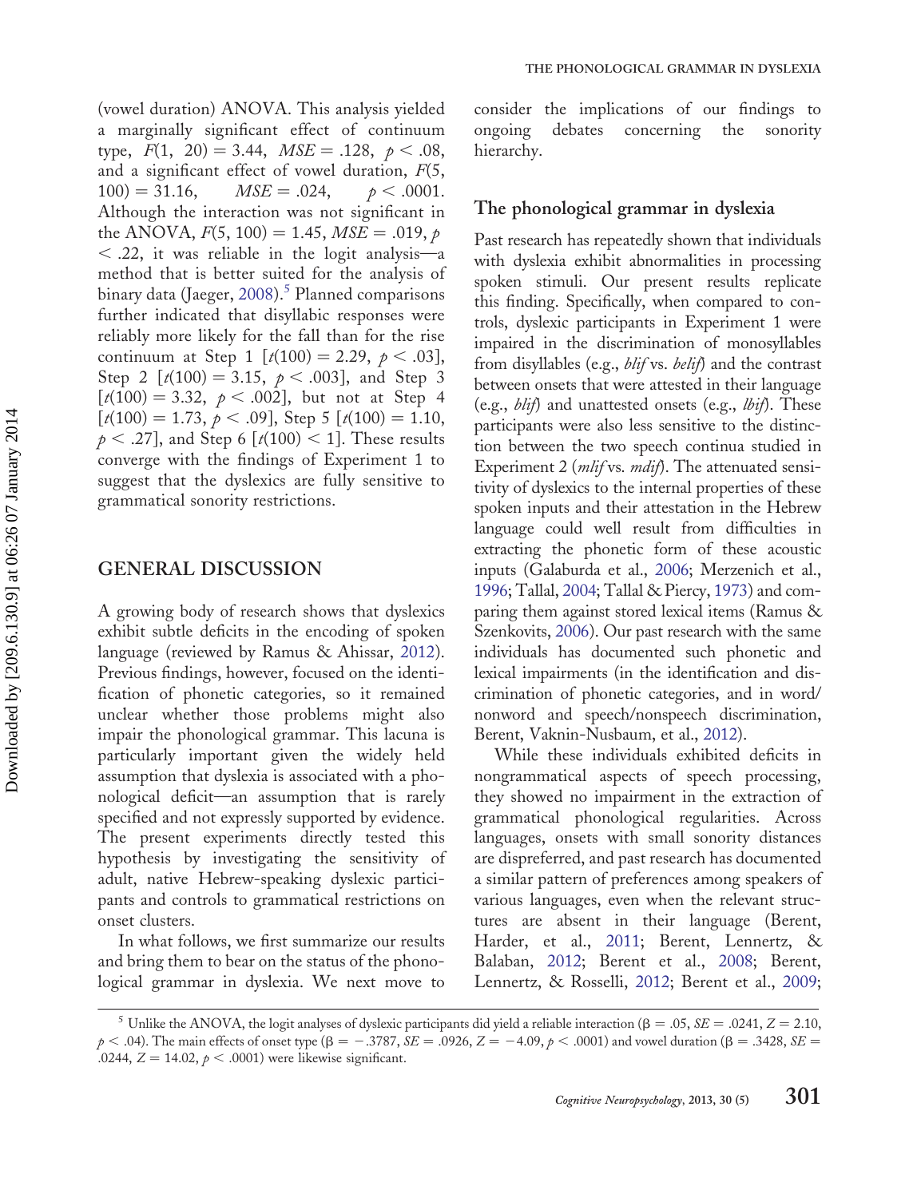(vowel duration) ANOVA. This analysis yielded a marginally significant effect of continuum type, $F(1, 20) = 3.44$, $MSE = .128$, $p < .08$, and a significant effect of vowel duration, $F(5, 100) = 31.16$, $MSE = .024$, $p < .0001$. Although the interaction was not significant in the ANOVA, $F(5, 100) = 1.45$, $MSE = .019$, $p < .22$, it was reliable in the logit analysis—a method that is better suited for the analysis of binary data (Jaeger, 2008).[5] Planned comparisons further indicated that disyllabic responses were reliably more likely for the fall than for the rise continuum at Step 1 [$t(100) = 2.29$, $p < .03$], Step 2 [$t(100) = 3.15$, $p < .003$], and Step 3 [$t(100) = 3.32$, $p < .002$], but not at Step 4 [$t(100) = 1.73$, $p < .09$], Step 5 [$t(100) = 1.10$, $p < .27$], and Step 6 [$t(100) < 1$]. These results converge with the findings of Experiment 1 to suggest that the dyslexics are fully sensitive to grammatical sonority restrictions.

## GENERAL DISCUSSION

A growing body of research shows that dyslexics exhibit subtle deficits in the encoding of spoken language (reviewed by Ramus & Ahissar, 2012). Previous findings, however, focused on the identification of phonetic categories, so it remained unclear whether those problems might also impair the phonological grammar. This lacuna is particularly important given the widely held assumption that dyslexia is associated with a phonological deficit—an assumption that is rarely specified and not expressly supported by evidence. The present experiments directly tested this hypothesis by investigating the sensitivity of adult, native Hebrew-speaking dyslexic participants and controls to grammatical restrictions on onset clusters.

In what follows, we first summarize our results and bring them to bear on the status of the phonological grammar in dyslexia. We next move to consider the implications of our findings to ongoing debates concerning the sonority hierarchy.

### The phonological grammar in dyslexia

Past research has repeatedly shown that individuals with dyslexia exhibit abnormalities in processing spoken stimuli. Our present results replicate this finding. Specifically, when compared to controls, dyslexic participants in Experiment 1 were impaired in the discrimination of monosyllables from disyllables (e.g., *blif* vs. *belif*) and the contrast between onsets that were attested in their language (e.g., *blif*) and unattested onsets (e.g., *lbif*). These participants were also less sensitive to the distinction between the two speech continua studied in Experiment 2 (*mlif* vs. *mdif*). The attenuated sensitivity of dyslexics to the internal properties of these spoken inputs and their attestation in the Hebrew language could well result from difficulties in extracting the phonetic form of these acoustic inputs (Galaburda et al., 2006; Merzenich et al., 1996; Tallal, 2004; Tallal & Piercy, 1973) and comparing them against stored lexical items (Ramus & Szenkovits, 2006). Our past research with the same individuals has documented such phonetic and lexical impairments (in the identification and discrimination of phonetic categories, and in word/nonword and speech/nonspeech discrimination, Berent, Vaknin-Nusbaum, et al., 2012).

While these individuals exhibited deficits in nongrammatical aspects of speech processing, they showed no impairment in the extraction of grammatical phonological regularities. Across languages, onsets with small sonority distances are dispreferred, and past research has documented a similar pattern of preferences among speakers of various languages, even when the relevant structures are absent in their language (Berent, Harder, et al., 2011; Berent, Lennertz, & Balaban, 2012; Berent et al., 2008; Berent, Lennertz, & Rosselli, 2012; Berent et al., 2009;

[5] Unlike the ANOVA, the logit analyses of dyslexic participants did yield a reliable interaction ($\beta = .05$, $SE = .0241$, $Z = 2.10$, $p < .04$). The main effects of onset type ($\beta = -.3787$, $SE = .0926$, $Z = -4.09$, $p < .0001$) and vowel duration ($\beta = .3428$, $SE = .0244$, $Z = 14.02$, $p < .0001$) were likewise significant.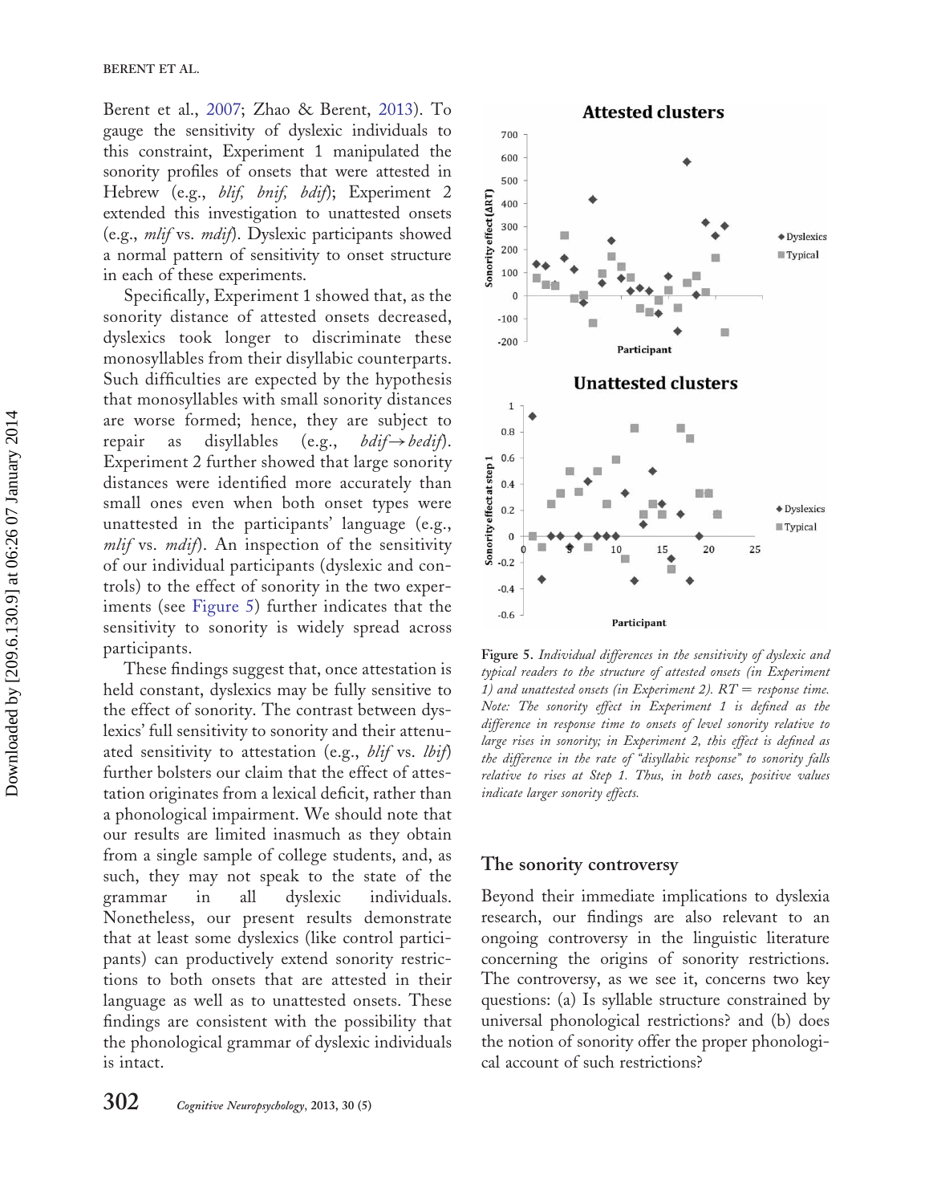Berent et al., 2007; Zhao & Berent, 2013). To gauge the sensitivity of dyslexic individuals to this constraint, Experiment 1 manipulated the sonority profiles of onsets that were attested in Hebrew (e.g., *blif, bnif, bdif*); Experiment 2 extended this investigation to unattested onsets (e.g., *mlif* vs. *mdif*). Dyslexic participants showed a normal pattern of sensitivity to onset structure in each of these experiments.

Specifically, Experiment 1 showed that, as the sonority distance of attested onsets decreased, dyslexics took longer to discriminate these monosyllables from their disyllabic counterparts. Such difficulties are expected by the hypothesis that monosyllables with small sonority distances are worse formed; hence, they are subject to repair as disyllables (e.g., *bdif*→*bedif*). Experiment 2 further showed that large sonority distances were identified more accurately than small ones even when both onset types were unattested in the participants' language (e.g., *mlif* vs. *mdif*). An inspection of the sensitivity of our individual participants (dyslexic and controls) to the effect of sonority in the two experiments (see Figure 5) further indicates that the sensitivity to sonority is widely spread across participants.

These findings suggest that, once attestation is held constant, dyslexics may be fully sensitive to the effect of sonority. The contrast between dyslexics' full sensitivity to sonority and their attenuated sensitivity to attestation (e.g., *blif* vs. *lbif*) further bolsters our claim that the effect of attestation originates from a lexical deficit, rather than a phonological impairment. We should note that our results are limited inasmuch as they obtain from a single sample of college students, and, as such, they may not speak to the state of the grammar in all dyslexic individuals. Nonetheless, our present results demonstrate that at least some dyslexics (like control participants) can productively extend sonority restrictions to both onsets that are attested in their language as well as to unattested onsets. These findings are consistent with the possibility that the phonological grammar of dyslexic individuals is intact.

**Figure 5.** *Individual differences in the sensitivity of dyslexic and typical readers to the structure of attested onsets (in Experiment 1) and unattested onsets (in Experiment 2). RT = response time. Note: The sonority effect in Experiment 1 is defined as the difference in response time to onsets of level sonority relative to large rises in sonority; in Experiment 2, this effect is defined as the difference in the rate of "disyllabic response" to sonority falls relative to rises at Step 1. Thus, in both cases, positive values indicate larger sonority effects.*

## The sonority controversy

Beyond their immediate implications to dyslexia research, our findings are also relevant to an ongoing controversy in the linguistic literature concerning the origins of sonority restrictions. The controversy, as we see it, concerns two key questions: (a) Is syllable structure constrained by universal phonological restrictions? and (b) does the notion of sonority offer the proper phonological account of such restrictions?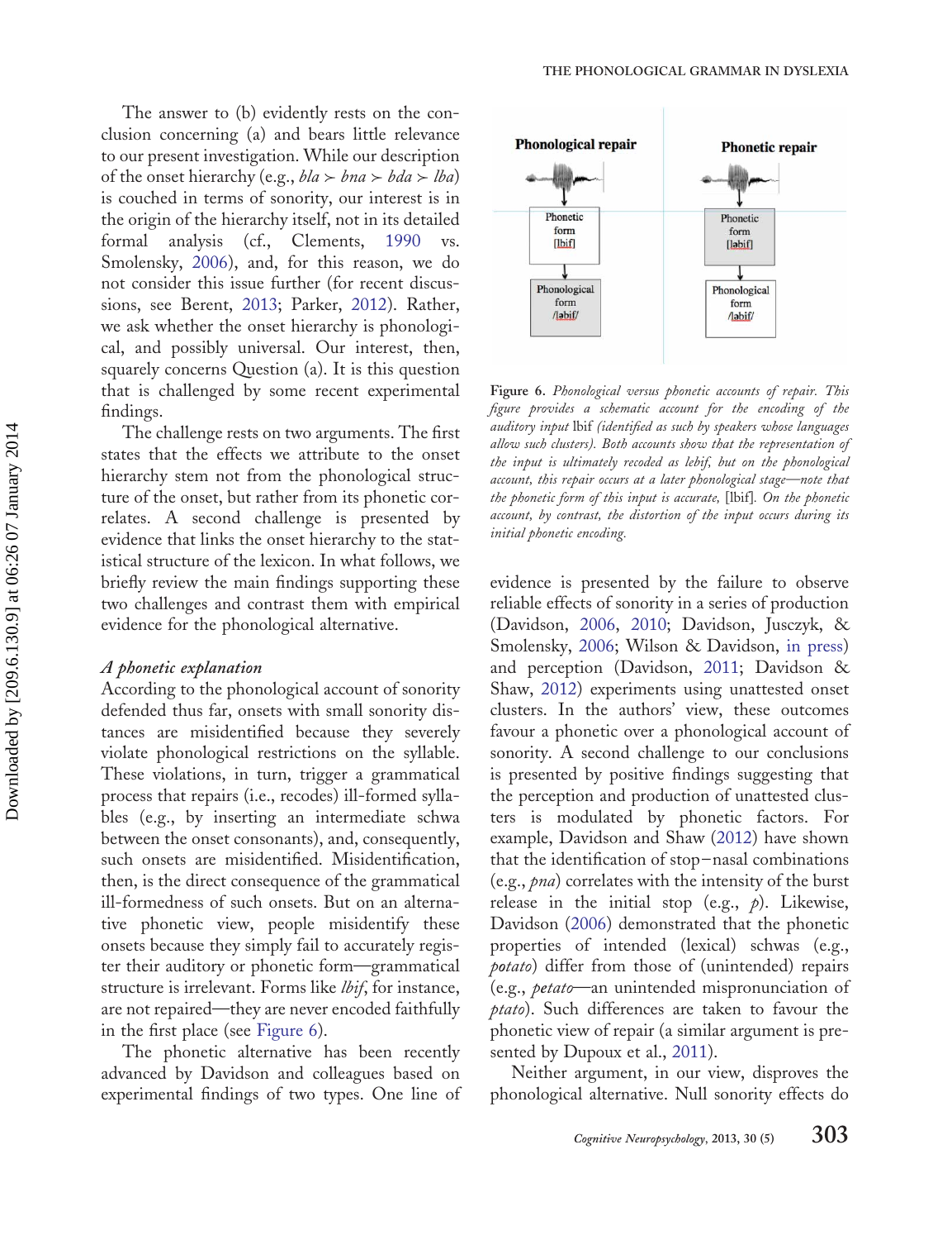The answer to (b) evidently rests on the conclusion concerning (a) and bears little relevance to our present investigation. While our description of the onset hierarchy (e.g., *bla* ≻ *bna* ≻ *bda* ≻ *lba*) is couched in terms of sonority, our interest is in the origin of the hierarchy itself, not in its detailed formal analysis (cf., Clements, 1990 vs. Smolensky, 2006), and, for this reason, we do not consider this issue further (for recent discussions, see Berent, 2013; Parker, 2012). Rather, we ask whether the onset hierarchy is phonological, and possibly universal. Our interest, then, squarely concerns Question (a). It is this question that is challenged by some recent experimental findings.

The challenge rests on two arguments. The first states that the effects we attribute to the onset hierarchy stem not from the phonological structure of the onset, but rather from its phonetic correlates. A second challenge is presented by evidence that links the onset hierarchy to the statistical structure of the lexicon. In what follows, we briefly review the main findings supporting these two challenges and contrast them with empirical evidence for the phonological alternative.

### *A phonetic explanation*

According to the phonological account of sonority defended thus far, onsets with small sonority distances are misidentified because they severely violate phonological restrictions on the syllable. These violations, in turn, trigger a grammatical process that repairs (i.e., recodes) ill-formed syllables (e.g., by inserting an intermediate schwa between the onset consonants), and, consequently, such onsets are misidentified. Misidentification, then, is the direct consequence of the grammatical ill-formedness of such onsets. But on an alternative phonetic view, people misidentify these onsets because they simply fail to accurately register their auditory or phonetic form—grammatical structure is irrelevant. Forms like *lbif*, for instance, are not repaired—they are never encoded faithfully in the first place (see Figure 6).

The phonetic alternative has been recently advanced by Davidson and colleagues based on experimental findings of two types. One line of evidence is presented by the failure to observe reliable effects of sonority in a series of production (Davidson, 2006, 2010; Davidson, Jusczyk, & Smolensky, 2006; Wilson & Davidson, in press) and perception (Davidson, 2011; Davidson & Shaw, 2012) experiments using unattested onset clusters. In the authors' view, these outcomes favour a phonetic over a phonological account of sonority. A second challenge to our conclusions is presented by positive findings suggesting that the perception and production of unattested clusters is modulated by phonetic factors. For example, Davidson and Shaw (2012) have shown that the identification of stop–nasal combinations (e.g., *pna*) correlates with the intensity of the burst release in the initial stop (e.g., *p*). Likewise, Davidson (2006) demonstrated that the phonetic properties of intended (lexical) schwas (e.g., *potato*) differ from those of (unintended) repairs (e.g., *petato*—an unintended mispronunciation of *ptato*). Such differences are taken to favour the phonetic view of repair (a similar argument is presented by Dupoux et al., 2011).

**Figure 6.** *Phonological versus phonetic accounts of repair. This figure provides a schematic account for the encoding of the auditory input* lbif *(identified as such by speakers whose languages allow such clusters). Both accounts show that the representation of the input is ultimately recoded as lebif, but on the phonological account, this repair occurs at a later phonological stage—note that the phonetic form of this input is accurate,* [lbif]. *On the phonetic account, by contrast, the distortion of the input occurs during its initial phonetic encoding.*

Neither argument, in our view, disproves the phonological alternative. Null sonority effects do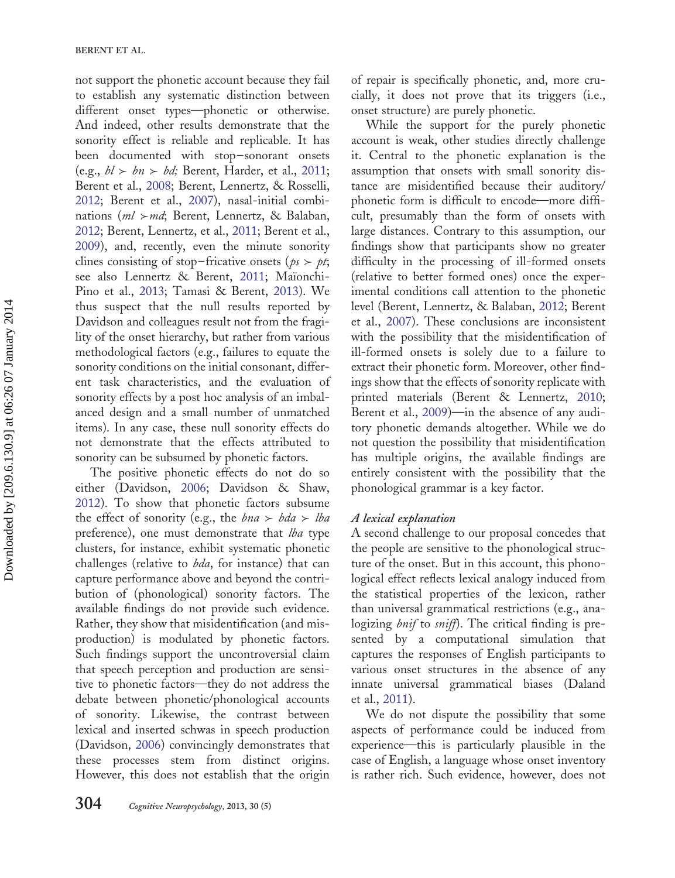not support the phonetic account because they fail to establish any systematic distinction between different onset types—phonetic or otherwise. And indeed, other results demonstrate that the sonority effect is reliable and replicable. It has been documented with stop–sonorant onsets (e.g., *bl* ≻ *bn* ≻ *bd;* Berent, Harder, et al., 2011; Berent et al., 2008; Berent, Lennertz, & Rosselli, 2012; Berent et al., 2007), nasal-initial combinations (*ml* ≻*md*; Berent, Lennertz, & Balaban, 2012; Berent, Lennertz, et al., 2011; Berent et al., 2009), and, recently, even the minute sonority clines consisting of stop–fricative onsets (*ps* ≻ *pt*; see also Lennertz & Berent, 2011; Maïonchi-Pino et al., 2013; Tamasi & Berent, 2013). We thus suspect that the null results reported by Davidson and colleagues result not from the fragility of the onset hierarchy, but rather from various methodological factors (e.g., failures to equate the sonority conditions on the initial consonant, different task characteristics, and the evaluation of sonority effects by a post hoc analysis of an imbalanced design and a small number of unmatched items). In any case, these null sonority effects do not demonstrate that the effects attributed to sonority can be subsumed by phonetic factors.

The positive phonetic effects do not do so either (Davidson, 2006; Davidson & Shaw, 2012). To show that phonetic factors subsume the effect of sonority (e.g., the *bna* ≻ *bda* ≻ *lba* preference), one must demonstrate that *lba* type clusters, for instance, exhibit systematic phonetic challenges (relative to *bda*, for instance) that can capture performance above and beyond the contribution of (phonological) sonority factors. The available findings do not provide such evidence. Rather, they show that misidentification (and misproduction) is modulated by phonetic factors. Such findings support the uncontroversial claim that speech perception and production are sensitive to phonetic factors—they do not address the debate between phonetic/phonological accounts of sonority. Likewise, the contrast between lexical and inserted schwas in speech production (Davidson, 2006) convincingly demonstrates that these processes stem from distinct origins. However, this does not establish that the origin of repair is specifically phonetic, and, more crucially, it does not prove that its triggers (i.e., onset structure) are purely phonetic.

While the support for the purely phonetic account is weak, other studies directly challenge it. Central to the phonetic explanation is the assumption that onsets with small sonority distance are misidentified because their auditory/phonetic form is difficult to encode—more difficult, presumably than the form of onsets with large distances. Contrary to this assumption, our findings show that participants show no greater difficulty in the processing of ill-formed onsets (relative to better formed ones) once the experimental conditions call attention to the phonetic level (Berent, Lennertz, & Balaban, 2012; Berent et al., 2007). These conclusions are inconsistent with the possibility that the misidentification of ill-formed onsets is solely due to a failure to extract their phonetic form. Moreover, other findings show that the effects of sonority replicate with printed materials (Berent & Lennertz, 2010; Berent et al., 2009)—in the absence of any auditory phonetic demands altogether. While we do not question the possibility that misidentification has multiple origins, the available findings are entirely consistent with the possibility that the phonological grammar is a key factor.

### *A lexical explanation*

A second challenge to our proposal concedes that the people are sensitive to the phonological structure of the onset. But in this account, this phonological effect reflects lexical analogy induced from the statistical properties of the lexicon, rather than universal grammatical restrictions (e.g., analogizing *bnif* to *sniff*). The critical finding is presented by a computational simulation that captures the responses of English participants to various onset structures in the absence of any innate universal grammatical biases (Daland et al., 2011).

We do not dispute the possibility that some aspects of performance could be induced from experience—this is particularly plausible in the case of English, a language whose onset inventory is rather rich. Such evidence, however, does not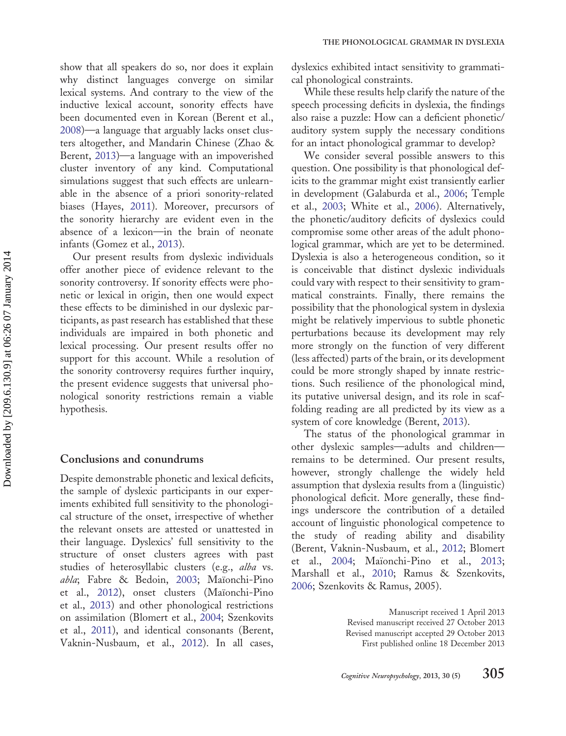show that all speakers do so, nor does it explain why distinct languages converge on similar lexical systems. And contrary to the view of the inductive lexical account, sonority effects have been documented even in Korean (Berent et al., 2008)—a language that arguably lacks onset clusters altogether, and Mandarin Chinese (Zhao & Berent, 2013)—a language with an impoverished cluster inventory of any kind. Computational simulations suggest that such effects are unlearnable in the absence of a priori sonority-related biases (Hayes, 2011). Moreover, precursors of the sonority hierarchy are evident even in the absence of a lexicon—in the brain of neonate infants (Gomez et al., 2013).

Our present results from dyslexic individuals offer another piece of evidence relevant to the sonority controversy. If sonority effects were phonetic or lexical in origin, then one would expect these effects to be diminished in our dyslexic participants, as past research has established that these individuals are impaired in both phonetic and lexical processing. Our present results offer no support for this account. While a resolution of the sonority controversy requires further inquiry, the present evidence suggests that universal phonological sonority restrictions remain a viable hypothesis.

## Conclusions and conundrums

Despite demonstrable phonetic and lexical deficits, the sample of dyslexic participants in our experiments exhibited full sensitivity to the phonological structure of the onset, irrespective of whether the relevant onsets are attested or unattested in their language. Dyslexics' full sensitivity to the structure of onset clusters agrees with past studies of heterosyllabic clusters (e.g., *alba* vs. *abla*; Fabre & Bedoin, 2003; Maïonchi-Pino et al., 2012), onset clusters (Maïonchi-Pino et al., 2013) and other phonological restrictions on assimilation (Blomert et al., 2004; Szenkovits et al., 2011), and identical consonants (Berent, Vaknin-Nusbaum, et al., 2012). In all cases, dyslexics exhibited intact sensitivity to grammatical phonological constraints.

While these results help clarify the nature of the speech processing deficits in dyslexia, the findings also raise a puzzle: How can a deficient phonetic/auditory system supply the necessary conditions for an intact phonological grammar to develop?

We consider several possible answers to this question. One possibility is that phonological deficits to the grammar might exist transiently earlier in development (Galaburda et al., 2006; Temple et al., 2003; White et al., 2006). Alternatively, the phonetic/auditory deficits of dyslexics could compromise some other areas of the adult phonological grammar, which are yet to be determined. Dyslexia is also a heterogeneous condition, so it is conceivable that distinct dyslexic individuals could vary with respect to their sensitivity to grammatical constraints. Finally, there remains the possibility that the phonological system in dyslexia might be relatively impervious to subtle phonetic perturbations because its development may rely more strongly on the function of very different (less affected) parts of the brain, or its development could be more strongly shaped by innate restrictions. Such resilience of the phonological mind, its putative universal design, and its role in scaffolding reading are all predicted by its view as a system of core knowledge (Berent, 2013).

The status of the phonological grammar in other dyslexic samples—adults and children—remains to be determined. Our present results, however, strongly challenge the widely held assumption that dyslexia results from a (linguistic) phonological deficit. More generally, these findings underscore the contribution of a detailed account of linguistic phonological competence to the study of reading ability and disability (Berent, Vaknin-Nusbaum, et al., 2012; Blomert et al., 2004; Maïonchi-Pino et al., 2013; Marshall et al., 2010; Ramus & Szenkovits, 2006; Szenkovits & Ramus, 2005).

Manuscript received 1 April 2013
Revised manuscript received 27 October 2013
Revised manuscript accepted 29 October 2013
First published online 18 December 2013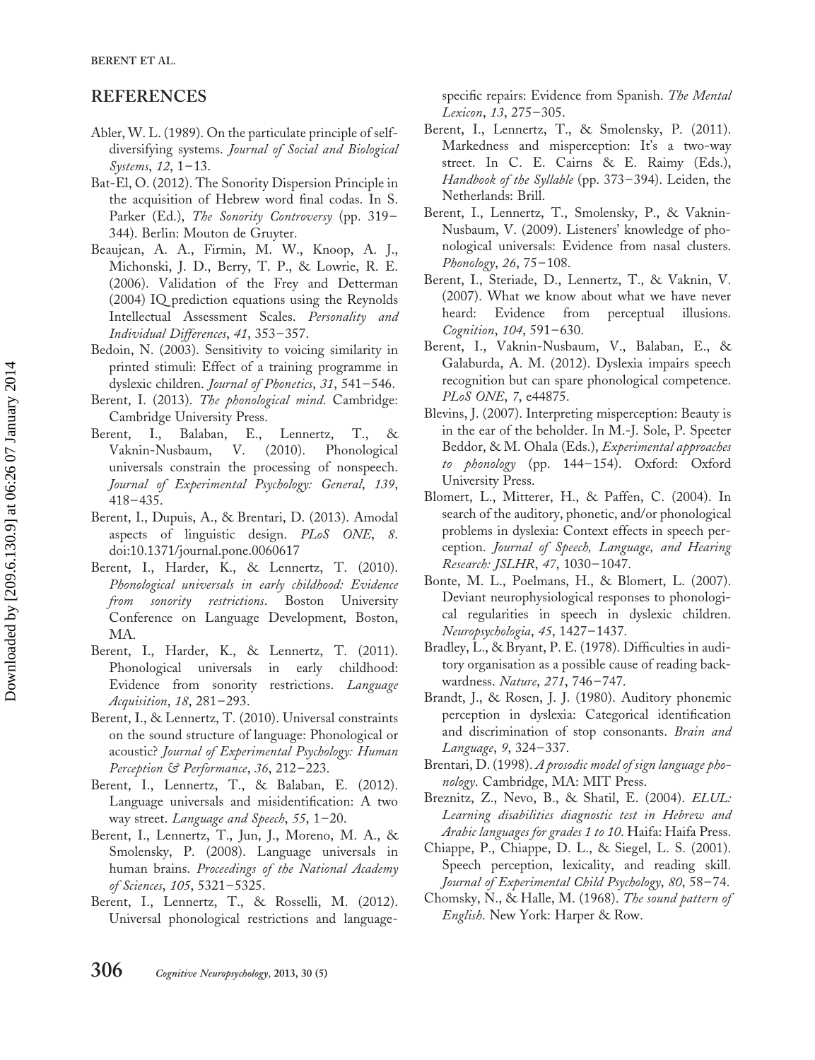## REFERENCES

Abler, W. L. (1989). On the particulate principle of self-diversifying systems. *Journal of Social and Biological Systems*, *12*, 1–13.

Bat-El, O. (2012). The Sonority Dispersion Principle in the acquisition of Hebrew word final codas. In S. Parker (Ed.), *The Sonority Controversy* (pp. 319–344). Berlin: Mouton de Gruyter.

Beaujean, A. A., Firmin, M. W., Knoop, A. J., Michonski, J. D., Berry, T. P., & Lowrie, R. E. (2006). Validation of the Frey and Detterman (2004) IQ prediction equations using the Reynolds Intellectual Assessment Scales. *Personality and Individual Differences*, *41*, 353–357.

Bedoin, N. (2003). Sensitivity to voicing similarity in printed stimuli: Effect of a training programme in dyslexic children. *Journal of Phonetics*, *31*, 541–546.

Berent, I. (2013). *The phonological mind*. Cambridge: Cambridge University Press.

Berent, I., Balaban, E., Lennertz, T., & Vaknin-Nusbaum, V. (2010). Phonological universals constrain the processing of nonspeech. *Journal of Experimental Psychology: General*, *139*, 418–435.

Berent, I., Dupuis, A., & Brentari, D. (2013). Amodal aspects of linguistic design. *PLoS ONE*, *8*. doi:10.1371/journal.pone.0060617

Berent, I., Harder, K., & Lennertz, T. (2010). *Phonological universals in early childhood: Evidence from sonority restrictions*. Boston University Conference on Language Development, Boston, MA.

Berent, I., Harder, K., & Lennertz, T. (2011). Phonological universals in early childhood: Evidence from sonority restrictions. *Language Acquisition*, *18*, 281–293.

Berent, I., & Lennertz, T. (2010). Universal constraints on the sound structure of language: Phonological or acoustic? *Journal of Experimental Psychology: Human Perception & Performance*, *36*, 212–223.

Berent, I., Lennertz, T., & Balaban, E. (2012). Language universals and misidentification: A two way street. *Language and Speech*, *55*, 1–20.

Berent, I., Lennertz, T., Jun, J., Moreno, M. A., & Smolensky, P. (2008). Language universals in human brains. *Proceedings of the National Academy of Sciences*, *105*, 5321–5325.

Berent, I., Lennertz, T., & Rosselli, M. (2012). Universal phonological restrictions and language-specific repairs: Evidence from Spanish. *The Mental Lexicon*, *13*, 275–305.

Berent, I., Lennertz, T., & Smolensky, P. (2011). Markedness and misperception: It's a two-way street. In C. E. Cairns & E. Raimy (Eds.), *Handbook of the Syllable* (pp. 373–394). Leiden, the Netherlands: Brill.

Berent, I., Lennertz, T., Smolensky, P., & Vaknin-Nusbaum, V. (2009). Listeners' knowledge of phonological universals: Evidence from nasal clusters. *Phonology*, *26*, 75–108.

Berent, I., Steriade, D., Lennertz, T., & Vaknin, V. (2007). What we know about what we have never heard: Evidence from perceptual illusions. *Cognition*, *104*, 591–630.

Berent, I., Vaknin-Nusbaum, V., Balaban, E., & Galaburda, A. M. (2012). Dyslexia impairs speech recognition but can spare phonological competence. *PLoS ONE*, *7*, e44875.

Blevins, J. (2007). Interpreting misperception: Beauty is in the ear of the beholder. In M.-J. Sole, P. Speeter Beddor, & M. Ohala (Eds.), *Experimental approaches to phonology* (pp. 144–154). Oxford: Oxford University Press.

Blomert, L., Mitterer, H., & Paffen, C. (2004). In search of the auditory, phonetic, and/or phonological problems in dyslexia: Context effects in speech perception. *Journal of Speech, Language, and Hearing Research: JSLHR*, *47*, 1030–1047.

Bonte, M. L., Poelmans, H., & Blomert, L. (2007). Deviant neurophysiological responses to phonological regularities in speech in dyslexic children. *Neuropsychologia*, *45*, 1427–1437.

Bradley, L., & Bryant, P. E. (1978). Difficulties in auditory organisation as a possible cause of reading backwardness. *Nature*, *271*, 746–747.

Brandt, J., & Rosen, J. J. (1980). Auditory phonemic perception in dyslexia: Categorical identification and discrimination of stop consonants. *Brain and Language*, *9*, 324–337.

Brentari, D. (1998). *A prosodic model of sign language phonology*. Cambridge, MA: MIT Press.

Breznitz, Z., Nevo, B., & Shatil, E. (2004). *ELUL: Learning disabilities diagnostic test in Hebrew and Arabic languages for grades 1 to 10*. Haifa: Haifa Press.

Chiappe, P., Chiappe, D. L., & Siegel, L. S. (2001). Speech perception, lexicality, and reading skill. *Journal of Experimental Child Psychology*, *80*, 58–74.

Chomsky, N., & Halle, M. (1968). *The sound pattern of English*. New York: Harper & Row.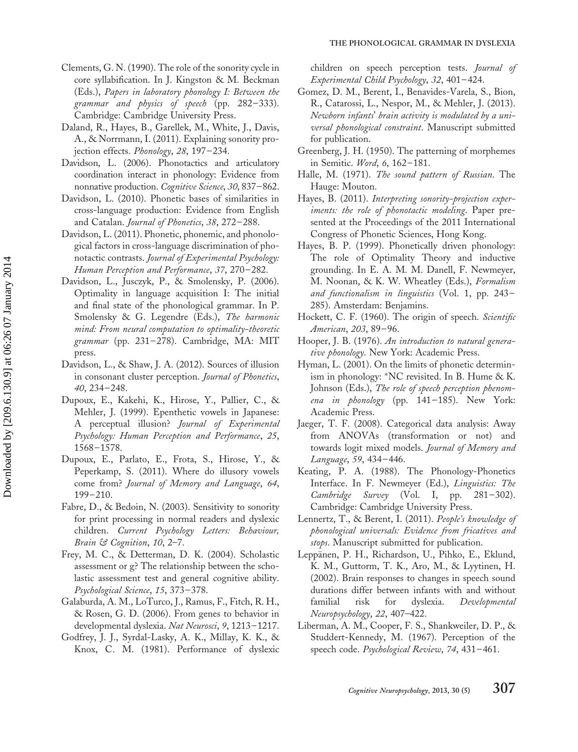Clements, G. N. (1990). The role of the sonority cycle in core syllabification. In J. Kingston & M. Beckman (Eds.), *Papers in laboratory phonology I: Between the grammar and physics of speech* (pp. 282–333). Cambridge: Cambridge University Press.

Daland, R., Hayes, B., Garellek, M., White, J., Davis, A., & Norrmann, I. (2011). Explaining sonority projection effects. *Phonology*, *28*, 197–234.

Davidson, L. (2006). Phonotactics and articulatory coordination interact in phonology: Evidence from nonnative production. *Cognitive Science*, *30*, 837–862.

Davidson, L. (2010). Phonetic bases of similarities in cross-language production: Evidence from English and Catalan. *Journal of Phonetics*, *38*, 272–288.

Davidson, L. (2011). Phonetic, phonemic, and phonological factors in cross-language discrimination of phonotactic contrasts. *Journal of Experimental Psychology: Human Perception and Performance*, *37*, 270–282.

Davidson, L., Jusczyk, P., & Smolensky, P. (2006). Optimality in language acquisition I: The initial and final state of the phonological grammar. In P. Smolensky & G. Legendre (Eds.), *The harmonic mind: From neural computation to optimality-theoretic grammar* (pp. 231–278). Cambridge, MA: MIT press.

Davidson, L., & Shaw, J. A. (2012). Sources of illusion in consonant cluster perception. *Journal of Phonetics*, *40*, 234–248.

Dupoux, E., Kakehi, K., Hirose, Y., Pallier, C., & Mehler, J. (1999). Epenthetic vowels in Japanese: A perceptual illusion? *Journal of Experimental Psychology: Human Perception and Performance*, *25*, 1568–1578.

Dupoux, E., Parlato, E., Frota, S., Hirose, Y., & Peperkamp, S. (2011). Where do illusory vowels come from? *Journal of Memory and Language*, *64*, 199–210.

Fabre, D., & Bedoin, N. (2003). Sensitivity to sonority for print processing in normal readers and dyslexic children. *Current Psychology Letters: Behaviour, Brain & Cognition*, *10*, 2–7.

Frey, M. C., & Detterman, D. K. (2004). Scholastic assessment or g? The relationship between the scholastic assessment test and general cognitive ability. *Psychological Science*, *15*, 373–378.

Galaburda, A. M., LoTurco, J., Ramus, F., Fitch, R. H., & Rosen, G. D. (2006). From genes to behavior in developmental dyslexia. *Nat Neurosci*, *9*, 1213–1217.

Godfrey, J. J., Syrdal-Lasky, A. K., Millay, K. K., & Knox, C. M. (1981). Performance of dyslexic children on speech perception tests. *Journal of Experimental Child Psychology*, *32*, 401–424.

Gomez, D. M., Berent, I., Benavides-Varela, S., Bion, R., Catarossi, L., Nespor, M., & Mehler, J. (2013). *Newborn infants' brain activity is modulated by a universal phonological constraint*. Manuscript submitted for publication.

Greenberg, J. H. (1950). The patterning of morphemes in Semitic. *Word*, *6*, 162–181.

Halle, M. (1971). *The sound pattern of Russian*. The Hauge: Mouton.

Hayes, B. (2011). *Interpreting sonority-projection experiments: the role of phonotactic modeling*. Paper presented at the Proceedings of the 2011 International Congress of Phonetic Sciences, Hong Kong.

Hayes, B. P. (1999). Phonetically driven phonology: The role of Optimality Theory and inductive grounding. In E. A. M. M. Danell, F. Newmeyer, M. Noonan, & K. W. Wheatley (Eds.), *Formalism and functionalism in linguistics* (Vol. 1, pp. 243–285). Amsterdam: Benjamins.

Hockett, C. F. (1960). The origin of speech. *Scientific American*, *203*, 89–96.

Hooper, J. B. (1976). *An introduction to natural generative phonology*. New York: Academic Press.

Hyman, L. (2001). On the limits of phonetic determinism in phonology: *NC revisited. In B. Hume & K. Johnson (Eds.), *The role of speech perception phenomena in phonology* (pp. 141–185). New York: Academic Press.

Jaeger, T. F. (2008). Categorical data analysis: Away from ANOVAs (transformation or not) and towards logit mixed models. *Journal of Memory and Language*, *59*, 434–446.

Keating, P. A. (1988). The Phonology-Phonetics Interface. In F. Newmeyer (Ed.), *Linguistics: The Cambridge Survey* (Vol. I, pp. 281–302). Cambridge: Cambridge University Press.

Lennertz, T., & Berent, I. (2011). *People's knowledge of phonological universals: Evidence from fricatives and stops*. Manuscript submitted for publication.

Leppänen, P. H., Richardson, U., Pihko, E., Eklund, K. M., Guttorm, T. K., Aro, M., & Lyytinen, H. (2002). Brain responses to changes in speech sound durations differ between infants with and without familial risk for dyslexia. *Developmental Neuropsychology*, *22*, 407–422.

Liberman, A. M., Cooper, F. S., Shankweiler, D. P., & Studdert-Kennedy, M. (1967). Perception of the speech code. *Psychological Review*, *74*, 431–461.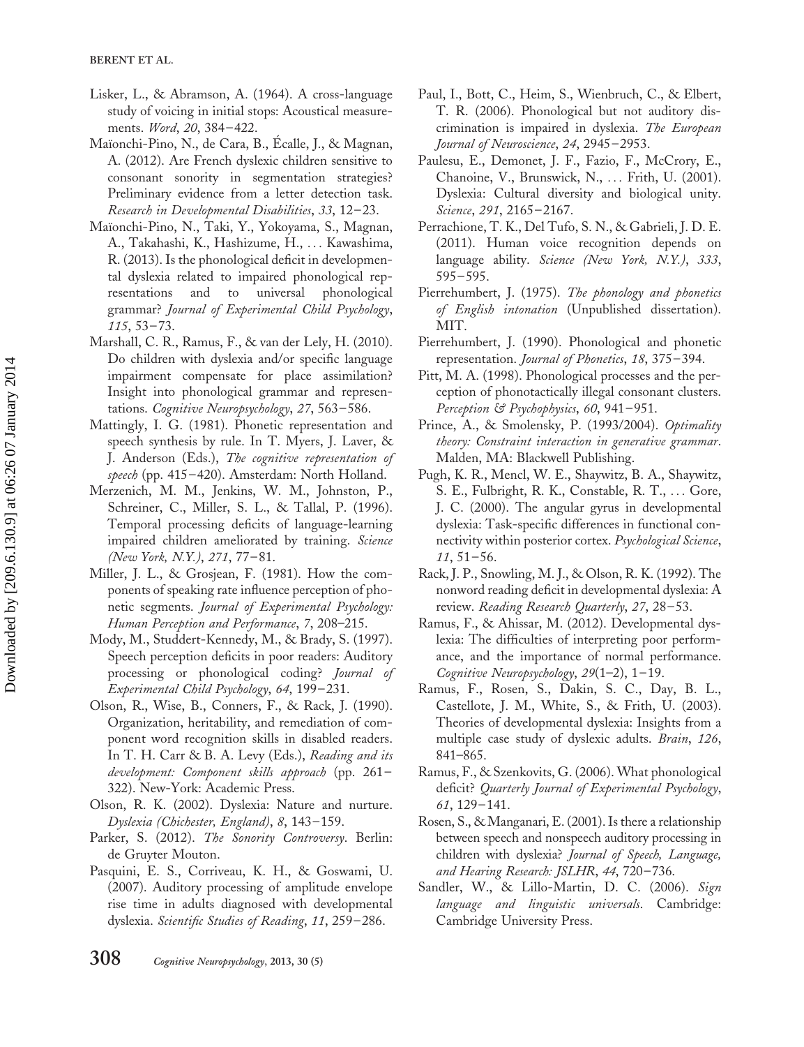Lisker, L., & Abramson, A. (1964). A cross-language study of voicing in initial stops: Acoustical measurements. *Word*, *20*, 384–422.

Maïonchi-Pino, N., de Cara, B., Écalle, J., & Magnan, A. (2012). Are French dyslexic children sensitive to consonant sonority in segmentation strategies? Preliminary evidence from a letter detection task. *Research in Developmental Disabilities*, *33*, 12–23.

Maïonchi-Pino, N., Taki, Y., Yokoyama, S., Magnan, A., Takahashi, K., Hashizume, H., ... Kawashima, R. (2013). Is the phonological deficit in developmental dyslexia related to impaired phonological representations and to universal phonological grammar? *Journal of Experimental Child Psychology*, *115*, 53–73.

Marshall, C. R., Ramus, F., & van der Lely, H. (2010). Do children with dyslexia and/or specific language impairment compensate for place assimilation? Insight into phonological grammar and representations. *Cognitive Neuropsychology*, *27*, 563–586.

Mattingly, I. G. (1981). Phonetic representation and speech synthesis by rule. In T. Myers, J. Laver, & J. Anderson (Eds.), *The cognitive representation of speech* (pp. 415–420). Amsterdam: North Holland.

Merzenich, M. M., Jenkins, W. M., Johnston, P., Schreiner, C., Miller, S. L., & Tallal, P. (1996). Temporal processing deficits of language-learning impaired children ameliorated by training. *Science (New York, N.Y.)*, *271*, 77–81.

Miller, J. L., & Grosjean, F. (1981). How the components of speaking rate influence perception of phonetic segments. *Journal of Experimental Psychology: Human Perception and Performance*, *7*, 208–215.

Mody, M., Studdert-Kennedy, M., & Brady, S. (1997). Speech perception deficits in poor readers: Auditory processing or phonological coding? *Journal of Experimental Child Psychology*, *64*, 199–231.

Olson, R., Wise, B., Conners, F., & Rack, J. (1990). Organization, heritability, and remediation of component word recognition skills in disabled readers. In T. H. Carr & B. A. Levy (Eds.), *Reading and its development: Component skills approach* (pp. 261–322). New-York: Academic Press.

Olson, R. K. (2002). Dyslexia: Nature and nurture. *Dyslexia (Chichester, England)*, *8*, 143–159.

Parker, S. (2012). *The Sonority Controversy*. Berlin: de Gruyter Mouton.

Pasquini, E. S., Corriveau, K. H., & Goswami, U. (2007). Auditory processing of amplitude envelope rise time in adults diagnosed with developmental dyslexia. *Scientific Studies of Reading*, *11*, 259–286.

Paul, I., Bott, C., Heim, S., Wienbruch, C., & Elbert, T. R. (2006). Phonological but not auditory discrimination is impaired in dyslexia. *The European Journal of Neuroscience*, *24*, 2945–2953.

Paulesu, E., Demonet, J. F., Fazio, F., McCrory, E., Chanoine, V., Brunswick, N., ... Frith, U. (2001). Dyslexia: Cultural diversity and biological unity. *Science*, *291*, 2165–2167.

Perrachione, T. K., Del Tufo, S. N., & Gabrieli, J. D. E. (2011). Human voice recognition depends on language ability. *Science (New York, N.Y.)*, *333*, 595–595.

Pierrehumbert, J. (1975). *The phonology and phonetics of English intonation* (Unpublished dissertation). MIT.

Pierrehumbert, J. (1990). Phonological and phonetic representation. *Journal of Phonetics*, *18*, 375–394.

Pitt, M. A. (1998). Phonological processes and the perception of phonotactically illegal consonant clusters. *Perception & Psychophysics*, *60*, 941–951.

Prince, A., & Smolensky, P. (1993/2004). *Optimality theory: Constraint interaction in generative grammar*. Malden, MA: Blackwell Publishing.

Pugh, K. R., Mencl, W. E., Shaywitz, B. A., Shaywitz, S. E., Fulbright, R. K., Constable, R. T., ... Gore, J. C. (2000). The angular gyrus in developmental dyslexia: Task-specific differences in functional connectivity within posterior cortex. *Psychological Science*, *11*, 51–56.

Rack, J. P., Snowling, M. J., & Olson, R. K. (1992). The nonword reading deficit in developmental dyslexia: A review. *Reading Research Quarterly*, *27*, 28–53.

Ramus, F., & Ahissar, M. (2012). Developmental dyslexia: The difficulties of interpreting poor performance, and the importance of normal performance. *Cognitive Neuropsychology*, *29*(1–2), 1–19.

Ramus, F., Rosen, S., Dakin, S. C., Day, B. L., Castellote, J. M., White, S., & Frith, U. (2003). Theories of developmental dyslexia: Insights from a multiple case study of dyslexic adults. *Brain*, *126*, 841–865.

Ramus, F., & Szenkovits, G. (2006). What phonological deficit? *Quarterly Journal of Experimental Psychology*, *61*, 129–141.

Rosen, S., & Manganari, E. (2001). Is there a relationship between speech and nonspeech auditory processing in children with dyslexia? *Journal of Speech, Language, and Hearing Research: JSLHR*, *44*, 720–736.

Sandler, W., & Lillo-Martin, D. C. (2006). *Sign language and linguistic universals*. Cambridge: Cambridge University Press.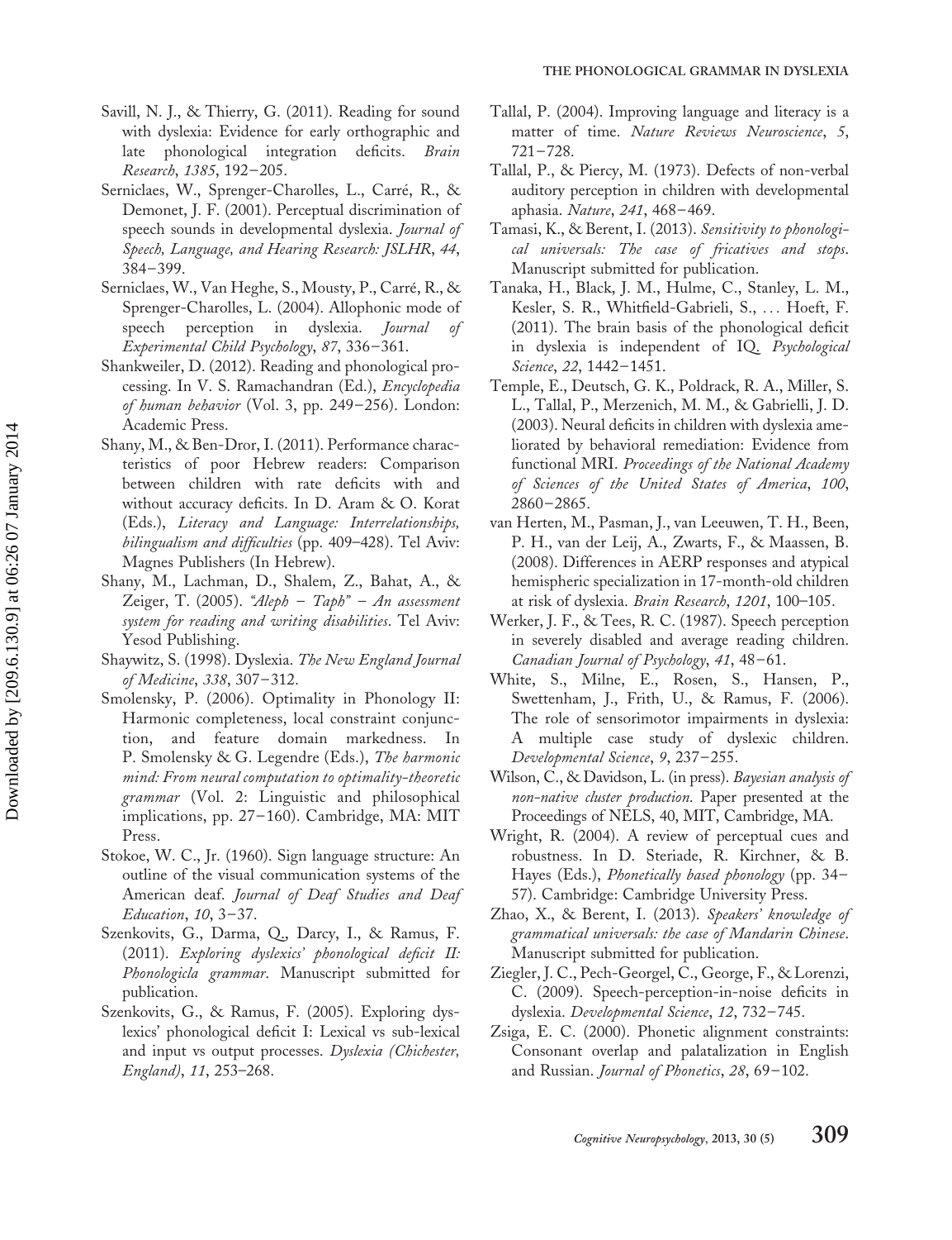Savill, N. J., & Thierry, G. (2011). Reading for sound with dyslexia: Evidence for early orthographic and late phonological integration deficits. *Brain Research*, *1385*, 192–205.

Serniclaes, W., Sprenger-Charolles, L., Carré, R., & Demonet, J. F. (2001). Perceptual discrimination of speech sounds in developmental dyslexia. *Journal of Speech, Language, and Hearing Research: JSLHR*, *44*, 384–399.

Serniclaes, W., Van Heghe, S., Mousty, P., Carré, R., & Sprenger-Charolles, L. (2004). Allophonic mode of speech perception in dyslexia. *Journal of Experimental Child Psychology*, *87*, 336–361.

Shankweiler, D. (2012). Reading and phonological processing. In V. S. Ramachandran (Ed.), *Encyclopedia of human behavior* (Vol. 3, pp. 249–256). London: Academic Press.

Shany, M., & Ben-Dror, I. (2011). Performance characteristics of poor Hebrew readers: Comparison between children with rate deficits with and without accuracy deficits. In D. Aram & O. Korat (Eds.), *Literacy and Language: Interrelationships, bilingualism and difficulties* (pp. 409–428). Tel Aviv: Magnes Publishers (In Hebrew).

Shany, M., Lachman, D., Shalem, Z., Bahat, A., & Zeiger, T. (2005). *"Aleph – Taph" – An assessment system for reading and writing disabilities*. Tel Aviv: Yesod Publishing.

Shaywitz, S. (1998). Dyslexia. *The New England Journal of Medicine*, *338*, 307–312.

Smolensky, P. (2006). Optimality in Phonology II: Harmonic completeness, local constraint conjunction, and feature domain markedness. In P. Smolensky & G. Legendre (Eds.), *The harmonic mind: From neural computation to optimality-theoretic grammar* (Vol. 2: Linguistic and philosophical implications, pp. 27–160). Cambridge, MA: MIT Press.

Stokoe, W. C., Jr. (1960). Sign language structure: An outline of the visual communication systems of the American deaf. *Journal of Deaf Studies and Deaf Education*, *10*, 3–37.

Szenkovits, G., Darma, Q., Darcy, I., & Ramus, F. (2011). *Exploring dyslexics' phonological deficit II: Phonologicla grammar*. Manuscript submitted for publication.

Szenkovits, G., & Ramus, F. (2005). Exploring dyslexics' phonological deficit I: Lexical vs sub-lexical and input vs output processes. *Dyslexia (Chichester, England)*, *11*, 253–268.

Tallal, P. (2004). Improving language and literacy is a matter of time. *Nature Reviews Neuroscience*, *5*, 721–728.

Tallal, P., & Piercy, M. (1973). Defects of non-verbal auditory perception in children with developmental aphasia. *Nature*, *241*, 468–469.

Tamasi, K., & Berent, I. (2013). *Sensitivity to phonological universals: The case of fricatives and stops*. Manuscript submitted for publication.

Tanaka, H., Black, J. M., Hulme, C., Stanley, L. M., Kesler, S. R., Whitfield-Gabrieli, S., … Hoeft, F. (2011). The brain basis of the phonological deficit in dyslexia is independent of IQ. *Psychological Science*, *22*, 1442–1451.

Temple, E., Deutsch, G. K., Poldrack, R. A., Miller, S. L., Tallal, P., Merzenich, M. M., & Gabrielli, J. D. (2003). Neural deficits in children with dyslexia ameliorated by behavioral remediation: Evidence from functional MRI. *Proceedings of the National Academy of Sciences of the United States of America*, *100*, 2860–2865.

van Herten, M., Pasman, J., van Leeuwen, T. H., Been, P. H., van der Leij, A., Zwarts, F., & Maassen, B. (2008). Differences in AERP responses and atypical hemispheric specialization in 17-month-old children at risk of dyslexia. *Brain Research*, *1201*, 100–105.

Werker, J. F., & Tees, R. C. (1987). Speech perception in severely disabled and average reading children. *Canadian Journal of Psychology*, *41*, 48–61.

White, S., Milne, E., Rosen, S., Hansen, P., Swettenham, J., Frith, U., & Ramus, F. (2006). The role of sensorimotor impairments in dyslexia: A multiple case study of dyslexic children. *Developmental Science*, *9*, 237–255.

Wilson, C., & Davidson, L. (in press). *Bayesian analysis of non-native cluster production*. Paper presented at the Proceedings of NELS, 40, MIT, Cambridge, MA.

Wright, R. (2004). A review of perceptual cues and robustness. In D. Steriade, R. Kirchner, & B. Hayes (Eds.), *Phonetically based phonology* (pp. 34–57). Cambridge: Cambridge University Press.

Zhao, X., & Berent, I. (2013). *Speakers' knowledge of grammatical universals: the case of Mandarin Chinese*. Manuscript submitted for publication.

Ziegler, J. C., Pech-Georgel, C., George, F., & Lorenzi, C. (2009). Speech-perception-in-noise deficits in dyslexia. *Developmental Science*, *12*, 732–745.

Zsiga, E. C. (2000). Phonetic alignment constraints: Consonant overlap and palatalization in English and Russian. *Journal of Phonetics*, *28*, 69–102.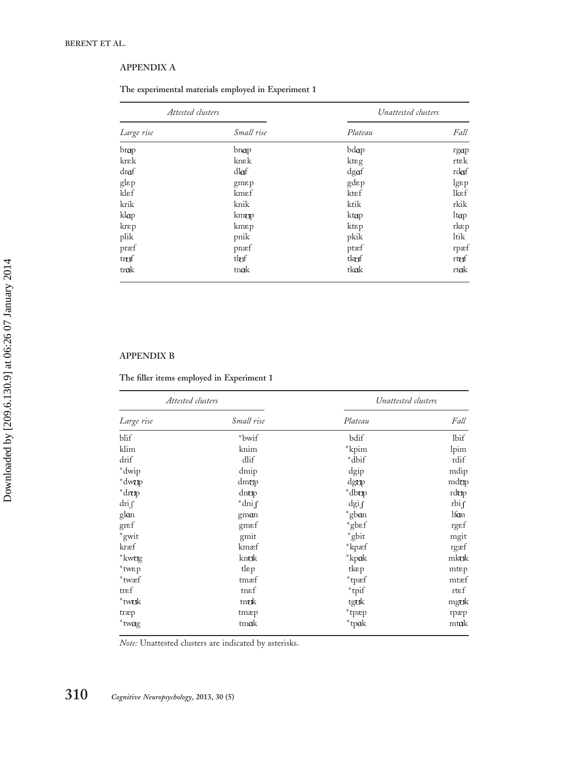## APPENDIX A

**The experimental materials employed in Experiment 1**

| *Attested clusters* | | *Unattested clusters* | |
|---|---|---|---|
| *Large rise* | *Small rise* | *Plateau* | *Fall* |
| brɑp | bnɑp | bdɑp | rgɑp |
| krɛk | knɛk | ktɛg | rtɛk |
| drɑf | dlɑf | dgɑf | rdɑf |
| glɛp | gmɛp | gdɛp | lgɛp |
| klɛf | kmɛf | ktɛf | lkɛf |
| krik | knik | ktik | rkik |
| klɑp | kmʊp | ktɑp | ltɑp |
| krɛp | kmɛp | ktɛp | rkɛp |
| plik | pnik | pkik | ltik |
| præf | pnæf | ptæf | rpæf |
| trʊf | tlʊf | tkʊf | rtʊf |
| trɑk | tnɑk | tkɑk | rtɑk |

## APPENDIX B

**The filler items employed in Experiment 1**

| *Attested clusters* | | *Unattested clusters* | |
|---|---|---|---|
| *Large rise* | *Small rise* | *Plateau* | *Fall* |
| blif | *bwif | bdif | lbif |
| klim | knim | *kpim | lpim |
| drif | dlif | *dbif | rdif |
| *dwip | dmip | dgip | mdip |
| *dwʊp | dmʊp | dgʊp | mdʊp |
| *drʊp | dnʊp | *dbʊp | rdʊp |
| driʃ | *dniʃ | dgiʃ | rbiʃ |
| glɑn | gmɑn | *gbɑn | lfɑn |
| grɛf | gmɛf | *gbɛf | rgɛf |
| *gwit | gmit | *gbit | mgit |
| kræf | kmæf | *kpæf | rgæf |
| *kwʊg | knʊk | *kpɑk | mkʊk |
| *twɛp | tlɛp | tkɛp | mtɛp |
| *twæf | tmæf | *tpæf | mtæf |
| trɛf | tnɛf | *tpif | rtɛf |
| *twʊk | tnʊk | tgʊk | mgʊk |
| træp | tmæp | *tpæp | rpæp |
| *twɑg | tmɑk | *tpɑk | mtɑk |

*Note:* Unattested clusters are indicated by asterisks.